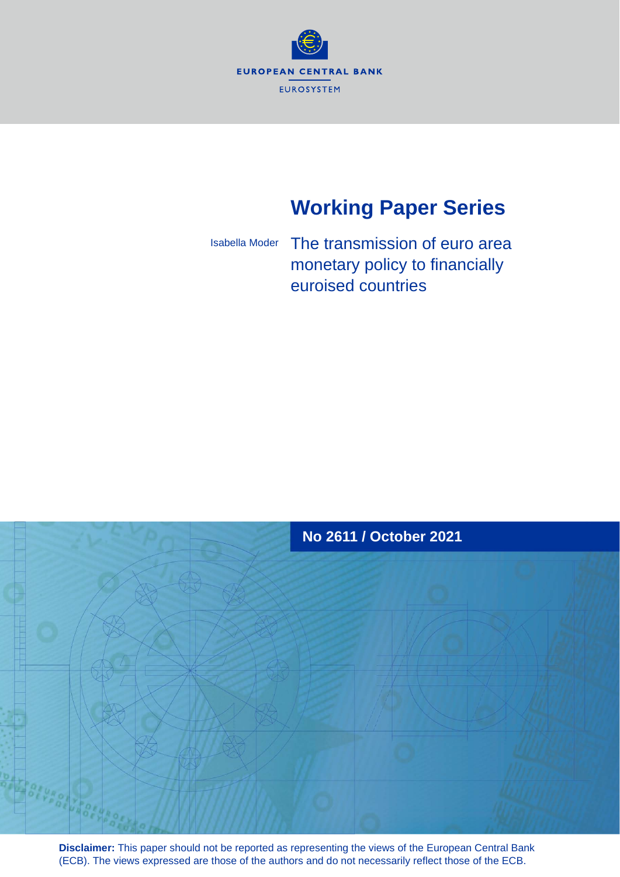EUROPEAN CENTRAL BANK

EUROSYSTEM

# Working Paper Series

Isabella Moder

## The transmission of euro area monetary policy to financially euroised countries

No 2611 / October 2021

**Disclaimer:** This paper should not be reported as representing the views of the European Central Bank (ECB). The views expressed are those of the authors and do not necessarily reflect those of the ECB.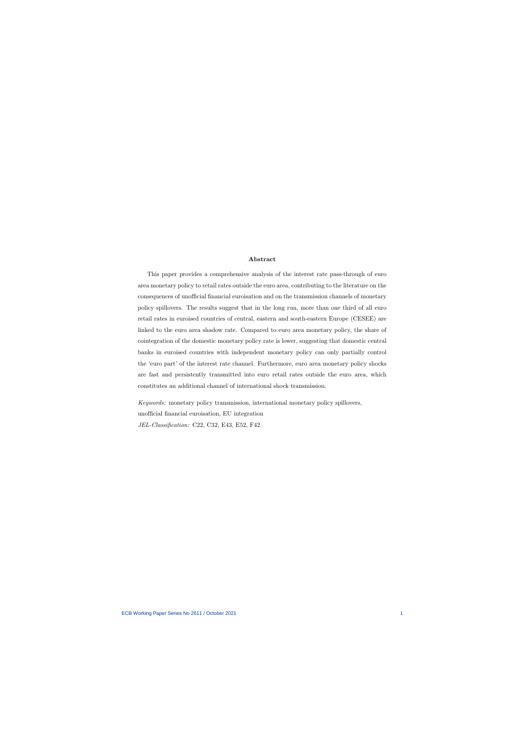## Abstract

This paper provides a comprehensive analysis of the interest rate pass-through of euro area monetary policy to retail rates outside the euro area, contributing to the literature on the consequences of unofficial financial euroisation and on the transmission channels of monetary policy spillovers. The results suggest that in the long run, more than one third of all euro retail rates in euroised countries of central, eastern and south-eastern Europe (CESEE) are linked to the euro area shadow rate. Compared to euro area monetary policy, the share of cointegration of the domestic monetary policy rate is lower, suggesting that domestic central banks in euroised countries with independent monetary policy can only partially control the 'euro part' of the interest rate channel. Furthermore, euro area monetary policy shocks are fast and persistently transmitted into euro retail rates outside the euro area, which constitutes an additional channel of international shock transmission.

*Keywords:* monetary policy transmission, international monetary policy spillovers, unofficial financial euroisation, EU integration

*JEL-Classification:* C22, C32, E43, E52, F42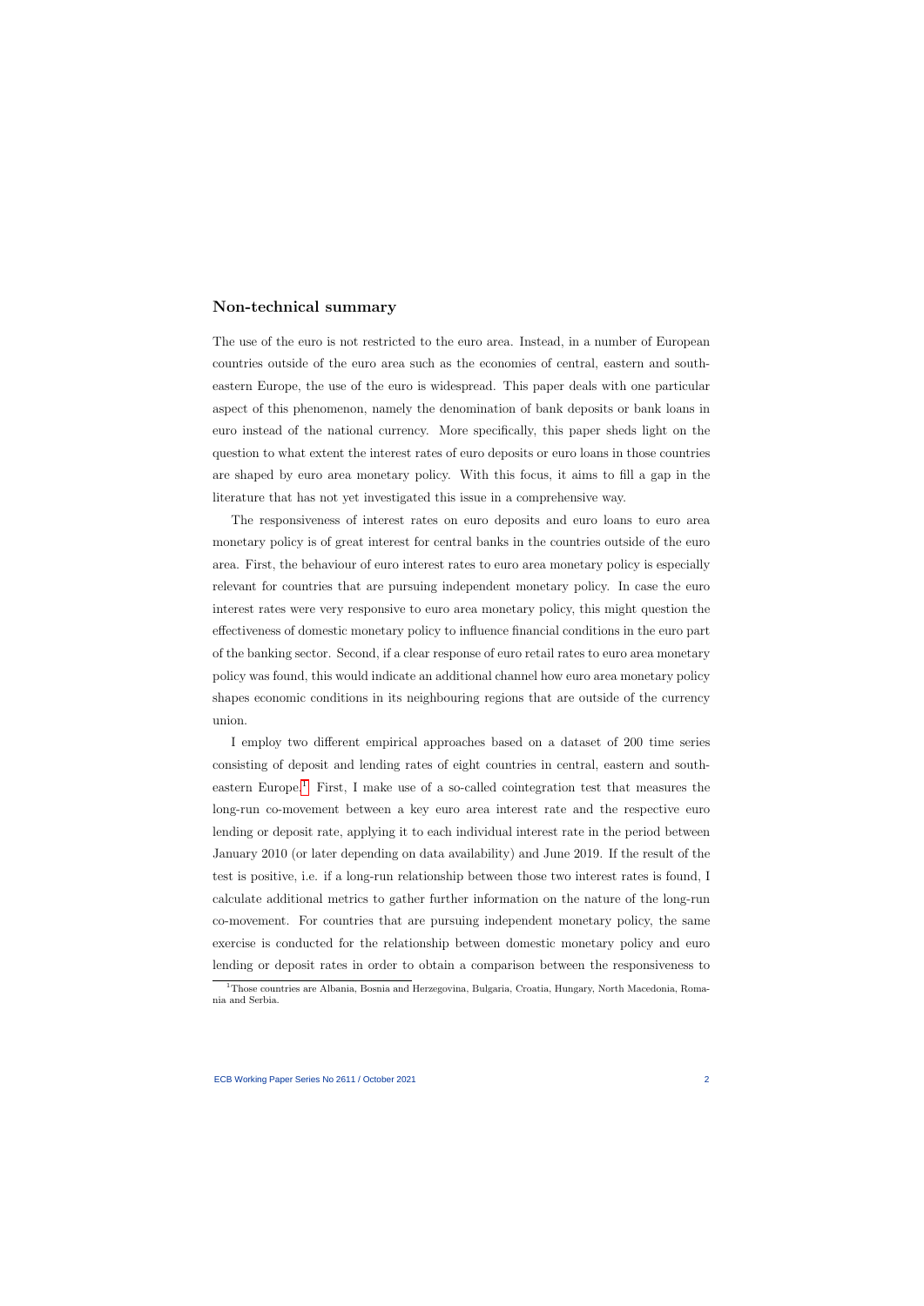## Non-technical summary

The use of the euro is not restricted to the euro area. Instead, in a number of European countries outside of the euro area such as the economies of central, eastern and south-eastern Europe, the use of the euro is widespread. This paper deals with one particular aspect of this phenomenon, namely the denomination of bank deposits or bank loans in euro instead of the national currency. More specifically, this paper sheds light on the question to what extent the interest rates of euro deposits or euro loans in those countries are shaped by euro area monetary policy. With this focus, it aims to fill a gap in the literature that has not yet investigated this issue in a comprehensive way.

The responsiveness of interest rates on euro deposits and euro loans to euro area monetary policy is of great interest for central banks in the countries outside of the euro area. First, the behaviour of euro interest rates to euro area monetary policy is especially relevant for countries that are pursuing independent monetary policy. In case the euro interest rates were very responsive to euro area monetary policy, this might question the effectiveness of domestic monetary policy to influence financial conditions in the euro part of the banking sector. Second, if a clear response of euro retail rates to euro area monetary policy was found, this would indicate an additional channel how euro area monetary policy shapes economic conditions in its neighbouring regions that are outside of the currency union.

I employ two different empirical approaches based on a dataset of 200 time series consisting of deposit and lending rates of eight countries in central, eastern and south-eastern Europe.[1] First, I make use of a so-called cointegration test that measures the long-run co-movement between a key euro area interest rate and the respective euro lending or deposit rate, applying it to each individual interest rate in the period between January 2010 (or later depending on data availability) and June 2019. If the result of the test is positive, i.e. if a long-run relationship between those two interest rates is found, I calculate additional metrics to gather further information on the nature of the long-run co-movement. For countries that are pursuing independent monetary policy, the same exercise is conducted for the relationship between domestic monetary policy and euro lending or deposit rates in order to obtain a comparison between the responsiveness to

[1] Those countries are Albania, Bosnia and Herzegovina, Bulgaria, Croatia, Hungary, North Macedonia, Romania and Serbia.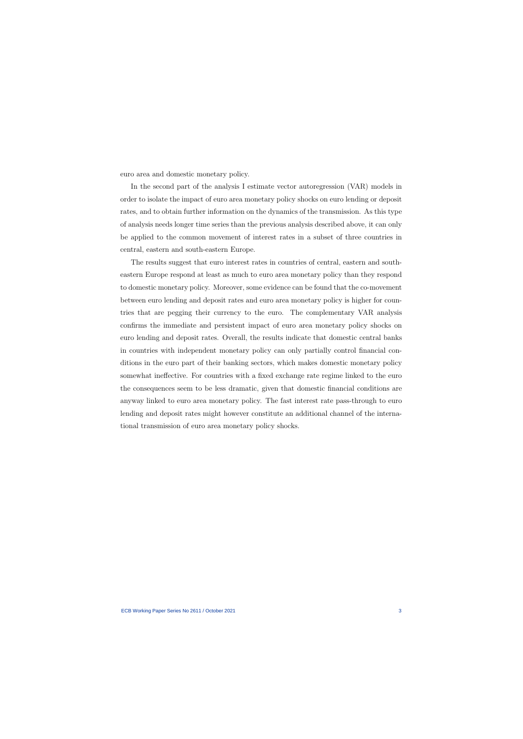euro area and domestic monetary policy.

In the second part of the analysis I estimate vector autoregression (VAR) models in order to isolate the impact of euro area monetary policy shocks on euro lending or deposit rates, and to obtain further information on the dynamics of the transmission. As this type of analysis needs longer time series than the previous analysis described above, it can only be applied to the common movement of interest rates in a subset of three countries in central, eastern and south-eastern Europe.

The results suggest that euro interest rates in countries of central, eastern and south-eastern Europe respond at least as much to euro area monetary policy than they respond to domestic monetary policy. Moreover, some evidence can be found that the co-movement between euro lending and deposit rates and euro area monetary policy is higher for countries that are pegging their currency to the euro. The complementary VAR analysis confirms the immediate and persistent impact of euro area monetary policy shocks on euro lending and deposit rates. Overall, the results indicate that domestic central banks in countries with independent monetary policy can only partially control financial conditions in the euro part of their banking sectors, which makes domestic monetary policy somewhat ineffective. For countries with a fixed exchange rate regime linked to the euro the consequences seem to be less dramatic, given that domestic financial conditions are anyway linked to euro area monetary policy. The fast interest rate pass-through to euro lending and deposit rates might however constitute an additional channel of the international transmission of euro area monetary policy shocks.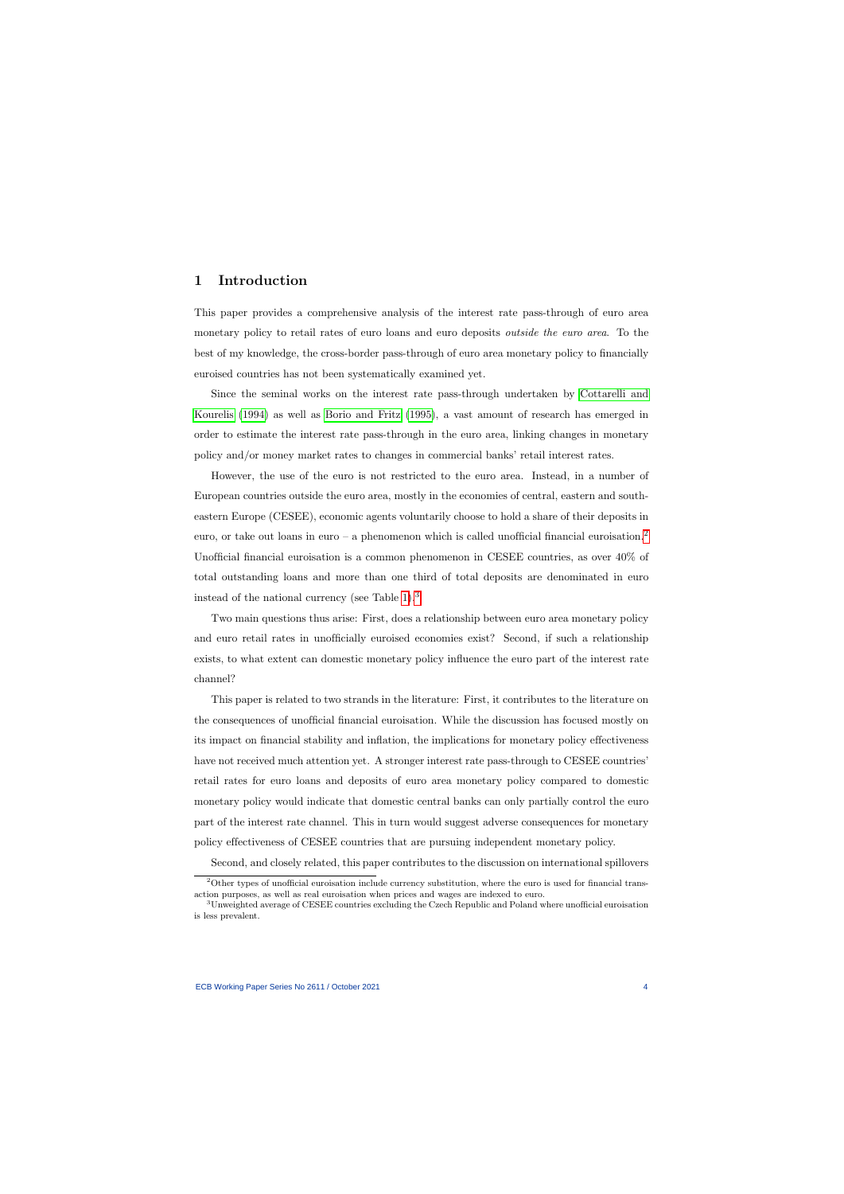# 1 Introduction

This paper provides a comprehensive analysis of the interest rate pass-through of euro area monetary policy to retail rates of euro loans and euro deposits *outside the euro area*. To the best of my knowledge, the cross-border pass-through of euro area monetary policy to financially euroised countries has not been systematically examined yet.

Since the seminal works on the interest rate pass-through undertaken by Cottarelli and Kourelis (1994) as well as Borio and Fritz (1995), a vast amount of research has emerged in order to estimate the interest rate pass-through in the euro area, linking changes in monetary policy and/or money market rates to changes in commercial banks' retail interest rates.

However, the use of the euro is not restricted to the euro area. Instead, in a number of European countries outside the euro area, mostly in the economies of central, eastern and south-eastern Europe (CESEE), economic agents voluntarily choose to hold a share of their deposits in euro, or take out loans in euro – a phenomenon which is called unofficial financial euroisation.[2] Unofficial financial euroisation is a common phenomenon in CESEE countries, as over 40% of total outstanding loans and more than one third of total deposits are denominated in euro instead of the national currency (see Table 1).[3]

Two main questions thus arise: First, does a relationship between euro area monetary policy and euro retail rates in unofficially euroised economies exist? Second, if such a relationship exists, to what extent can domestic monetary policy influence the euro part of the interest rate channel?

This paper is related to two strands in the literature: First, it contributes to the literature on the consequences of unofficial financial euroisation. While the discussion has focused mostly on its impact on financial stability and inflation, the implications for monetary policy effectiveness have not received much attention yet. A stronger interest rate pass-through to CESEE countries' retail rates for euro loans and deposits of euro area monetary policy compared to domestic monetary policy would indicate that domestic central banks can only partially control the euro part of the interest rate channel. This in turn would suggest adverse consequences for monetary policy effectiveness of CESEE countries that are pursuing independent monetary policy.

Second, and closely related, this paper contributes to the discussion on international spillovers

[2] Other types of unofficial euroisation include currency substitution, where the euro is used for financial transaction purposes, as well as real euroisation when prices and wages are indexed to euro.

[3] Unweighted average of CESEE countries excluding the Czech Republic and Poland where unofficial euroisation is less prevalent.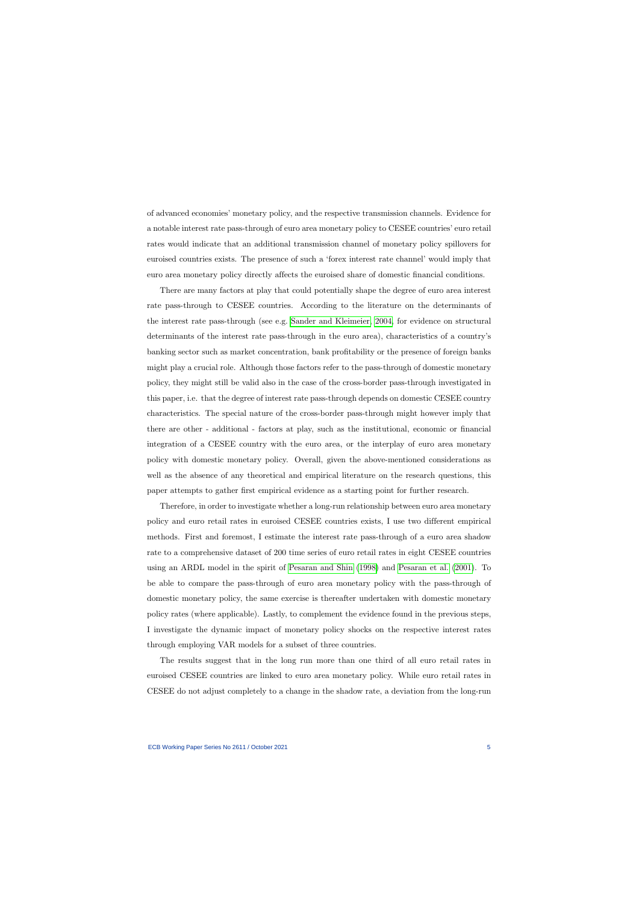of advanced economies' monetary policy, and the respective transmission channels. Evidence for a notable interest rate pass-through of euro area monetary policy to CESEE countries' euro retail rates would indicate that an additional transmission channel of monetary policy spillovers for euroised countries exists. The presence of such a 'forex interest rate channel' would imply that euro area monetary policy directly affects the euroised share of domestic financial conditions.

There are many factors at play that could potentially shape the degree of euro area interest rate pass-through to CESEE countries. According to the literature on the determinants of the interest rate pass-through (see e.g. Sander and Kleimeier, 2004, for evidence on structural determinants of the interest rate pass-through in the euro area), characteristics of a country's banking sector such as market concentration, bank profitability or the presence of foreign banks might play a crucial role. Although those factors refer to the pass-through of domestic monetary policy, they might still be valid also in the case of the cross-border pass-through investigated in this paper, i.e. that the degree of interest rate pass-through depends on domestic CESEE country characteristics. The special nature of the cross-border pass-through might however imply that there are other - additional - factors at play, such as the institutional, economic or financial integration of a CESEE country with the euro area, or the interplay of euro area monetary policy with domestic monetary policy. Overall, given the above-mentioned considerations as well as the absence of any theoretical and empirical literature on the research questions, this paper attempts to gather first empirical evidence as a starting point for further research.

Therefore, in order to investigate whether a long-run relationship between euro area monetary policy and euro retail rates in euroised CESEE countries exists, I use two different empirical methods. First and foremost, I estimate the interest rate pass-through of a euro area shadow rate to a comprehensive dataset of 200 time series of euro retail rates in eight CESEE countries using an ARDL model in the spirit of Pesaran and Shin (1998) and Pesaran et al. (2001). To be able to compare the pass-through of euro area monetary policy with the pass-through of domestic monetary policy, the same exercise is thereafter undertaken with domestic monetary policy rates (where applicable). Lastly, to complement the evidence found in the previous steps, I investigate the dynamic impact of monetary policy shocks on the respective interest rates through employing VAR models for a subset of three countries.

The results suggest that in the long run more than one third of all euro retail rates in euroised CESEE countries are linked to euro area monetary policy. While euro retail rates in CESEE do not adjust completely to a change in the shadow rate, a deviation from the long-run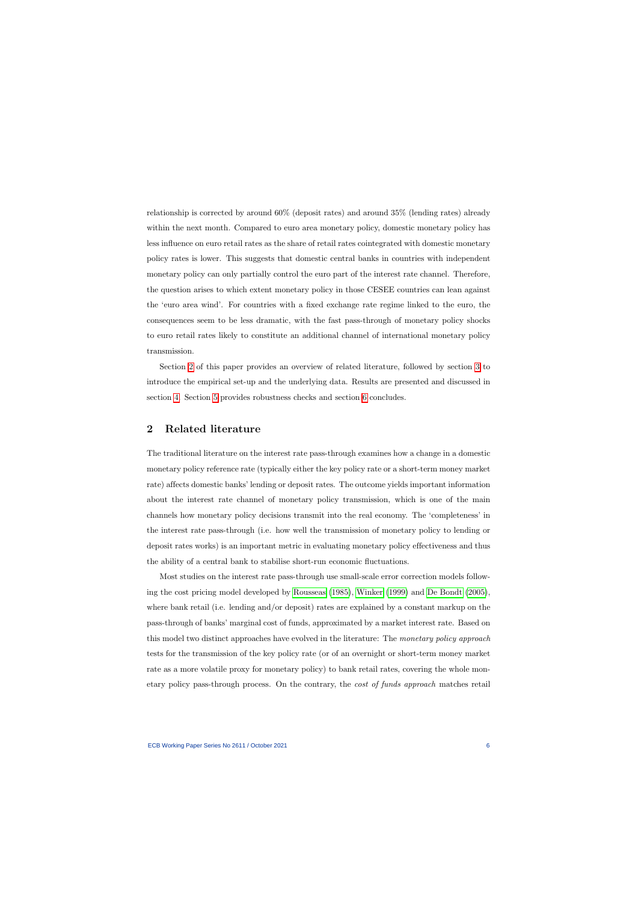relationship is corrected by around 60% (deposit rates) and around 35% (lending rates) already within the next month. Compared to euro area monetary policy, domestic monetary policy has less influence on euro retail rates as the share of retail rates cointegrated with domestic monetary policy rates is lower. This suggests that domestic central banks in countries with independent monetary policy can only partially control the euro part of the interest rate channel. Therefore, the question arises to which extent monetary policy in those CESEE countries can lean against the 'euro area wind'. For countries with a fixed exchange rate regime linked to the euro, the consequences seem to be less dramatic, with the fast pass-through of monetary policy shocks to euro retail rates likely to constitute an additional channel of international monetary policy transmission.

Section 2 of this paper provides an overview of related literature, followed by section 3 to introduce the empirical set-up and the underlying data. Results are presented and discussed in section 4. Section 5 provides robustness checks and section 6 concludes.

## 2 Related literature

The traditional literature on the interest rate pass-through examines how a change in a domestic monetary policy reference rate (typically either the key policy rate or a short-term money market rate) affects domestic banks' lending or deposit rates. The outcome yields important information about the interest rate channel of monetary policy transmission, which is one of the main channels how monetary policy decisions transmit into the real economy. The 'completeness' in the interest rate pass-through (i.e. how well the transmission of monetary policy to lending or deposit rates works) is an important metric in evaluating monetary policy effectiveness and thus the ability of a central bank to stabilise short-run economic fluctuations.

Most studies on the interest rate pass-through use small-scale error correction models following the cost pricing model developed by Rousseas (1985), Winker (1999) and De Bondt (2005), where bank retail (i.e. lending and/or deposit) rates are explained by a constant markup on the pass-through of banks' marginal cost of funds, approximated by a market interest rate. Based on this model two distinct approaches have evolved in the literature: The *monetary policy approach* tests for the transmission of the key policy rate (or of an overnight or short-term money market rate as a more volatile proxy for monetary policy) to bank retail rates, covering the whole monetary policy pass-through process. On the contrary, the *cost of funds approach* matches retail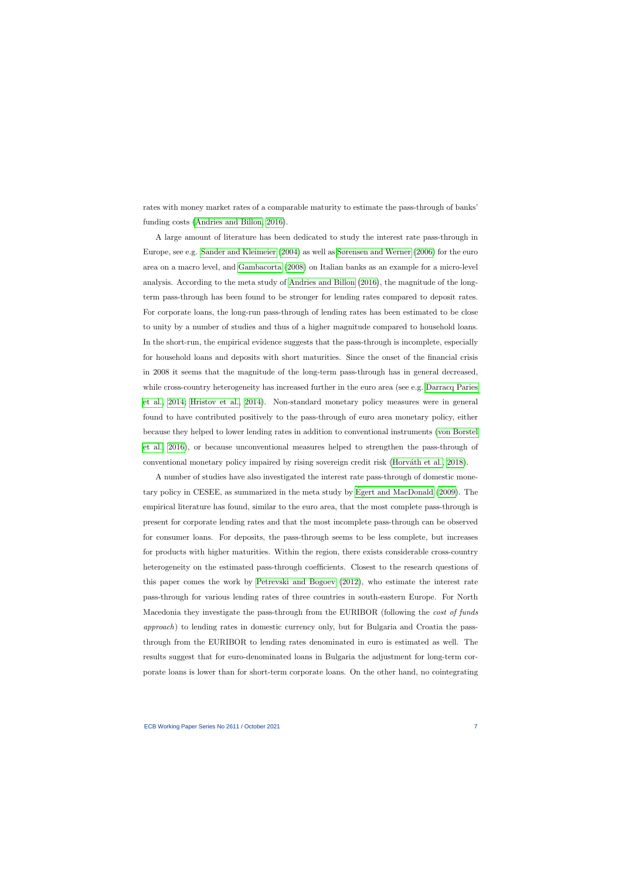rates with money market rates of a comparable maturity to estimate the pass-through of banks' funding costs (Andries and Billon, 2016).

A large amount of literature has been dedicated to study the interest rate pass-through in Europe, see e.g. Sander and Kleimeier (2004) as well as Sørensen and Werner (2006) for the euro area on a macro level, and Gambacorta (2008) on Italian banks as an example for a micro-level analysis. According to the meta study of Andries and Billon (2016), the magnitude of the long-term pass-through has been found to be stronger for lending rates compared to deposit rates. For corporate loans, the long-run pass-through of lending rates has been estimated to be close to unity by a number of studies and thus of a higher magnitude compared to household loans. In the short-run, the empirical evidence suggests that the pass-through is incomplete, especially for household loans and deposits with short maturities. Since the onset of the financial crisis in 2008 it seems that the magnitude of the long-term pass-through has in general decreased, while cross-country heterogeneity has increased further in the euro area (see e.g. Darracq Paries et al., 2014; Hristov et al., 2014). Non-standard monetary policy measures were in general found to have contributed positively to the pass-through of euro area monetary policy, either because they helped to lower lending rates in addition to conventional instruments (von Borstel et al., 2016), or because unconventional measures helped to strengthen the pass-through of conventional monetary policy impaired by rising sovereign credit risk (Horváth et al., 2018).

A number of studies have also investigated the interest rate pass-through of domestic monetary policy in CESEE, as summarized in the meta study by Égert and MacDonald (2009). The empirical literature has found, similar to the euro area, that the most complete pass-through is present for corporate lending rates and that the most incomplete pass-through can be observed for consumer loans. For deposits, the pass-through seems to be less complete, but increases for products with higher maturities. Within the region, there exists considerable cross-country heterogeneity on the estimated pass-through coefficients. Closest to the research questions of this paper comes the work by Petrevski and Bogoev (2012), who estimate the interest rate pass-through for various lending rates of three countries in south-eastern Europe. For North Macedonia they investigate the pass-through from the EURIBOR (following the *cost of funds approach*) to lending rates in domestic currency only, but for Bulgaria and Croatia the pass-through from the EURIBOR to lending rates denominated in euro is estimated as well. The results suggest that for euro-denominated loans in Bulgaria the adjustment for long-term corporate loans is lower than for short-term corporate loans. On the other hand, no cointegrating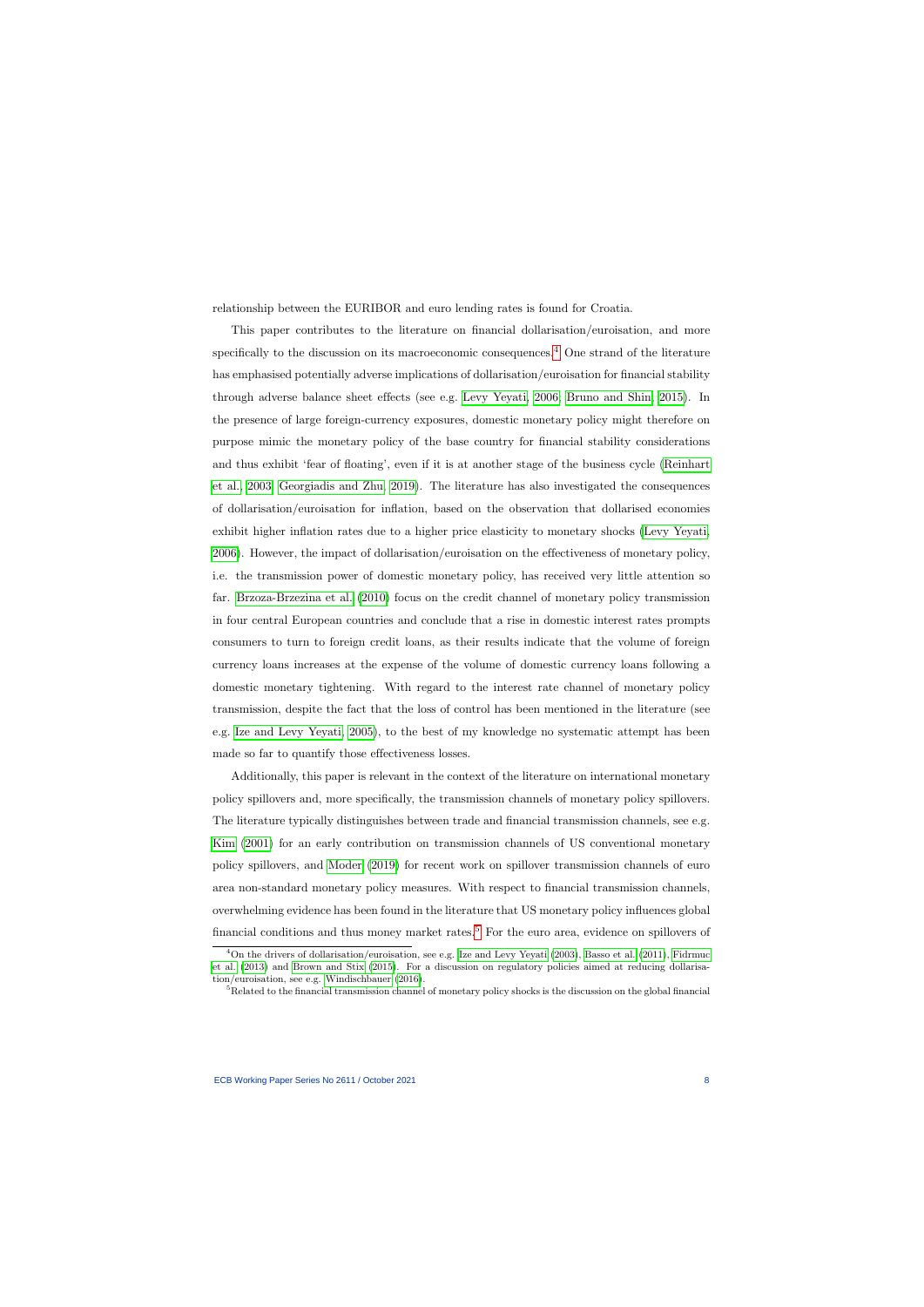relationship between the EURIBOR and euro lending rates is found for Croatia.

This paper contributes to the literature on financial dollarisation/euroisation, and more specifically to the discussion on its macroeconomic consequences.[4] One strand of the literature has emphasised potentially adverse implications of dollarisation/euroisation for financial stability through adverse balance sheet effects (see e.g. Levy Yeyati, 2006; Bruno and Shin, 2015). In the presence of large foreign-currency exposures, domestic monetary policy might therefore on purpose mimic the monetary policy of the base country for financial stability considerations and thus exhibit 'fear of floating', even if it is at another stage of the business cycle (Reinhart et al., 2003; Georgiadis and Zhu, 2019). The literature has also investigated the consequences of dollarisation/euroisation for inflation, based on the observation that dollarised economies exhibit higher inflation rates due to a higher price elasticity to monetary shocks (Levy Yeyati, 2006). However, the impact of dollarisation/euroisation on the effectiveness of monetary policy, i.e. the transmission power of domestic monetary policy, has received very little attention so far. Brzoza-Brzezina et al. (2010) focus on the credit channel of monetary policy transmission in four central European countries and conclude that a rise in domestic interest rates prompts consumers to turn to foreign credit loans, as their results indicate that the volume of foreign currency loans increases at the expense of the volume of domestic currency loans following a domestic monetary tightening. With regard to the interest rate channel of monetary policy transmission, despite the fact that the loss of control has been mentioned in the literature (see e.g. Ize and Levy Yeyati, 2005), to the best of my knowledge no systematic attempt has been made so far to quantify those effectiveness losses.

Additionally, this paper is relevant in the context of the literature on international monetary policy spillovers and, more specifically, the transmission channels of monetary policy spillovers. The literature typically distinguishes between trade and financial transmission channels, see e.g. Kim (2001) for an early contribution on transmission channels of US conventional monetary policy spillovers, and Moder (2019) for recent work on spillover transmission channels of euro area non-standard monetary policy measures. With respect to financial transmission channels, overwhelming evidence has been found in the literature that US monetary policy influences global financial conditions and thus money market rates.[5] For the euro area, evidence on spillovers of

[4] On the drivers of dollarisation/euroisation, see e.g. Ize and Levy Yeyati (2003), Basso et al. (2011), Fidrmuc et al. (2013) and Brown and Stix (2015). For a discussion on regulatory policies aimed at reducing dollarisation/euroisation, see e.g. Windischbauer (2016).

[5] Related to the financial transmission channel of monetary policy shocks is the discussion on the global financial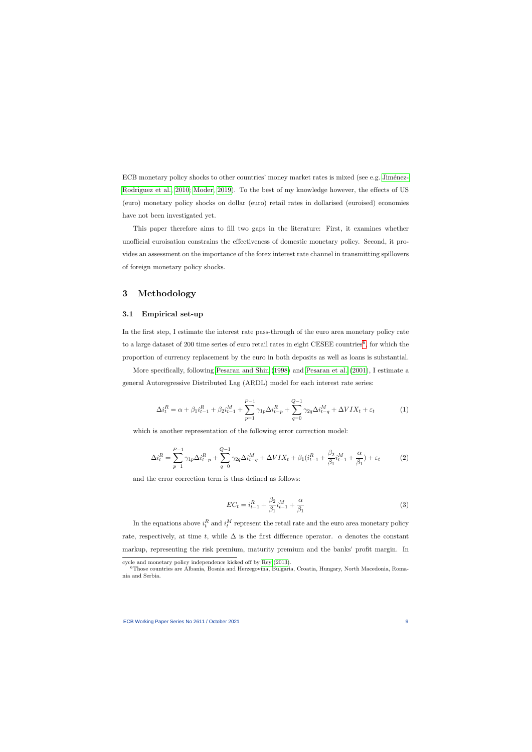ECB monetary policy shocks to other countries' money market rates is mixed (see e.g. Jiménez-Rodriguez et al. 2010; Moder 2019). To the best of my knowledge however, the effects of US (euro) monetary policy shocks on dollar (euro) retail rates in dollarised (euroised) economies have not been investigated yet.

This paper therefore aims to fill two gaps in the literature: First, it examines whether unofficial euroisation constrains the effectiveness of domestic monetary policy. Second, it provides an assessment on the importance of the forex interest rate channel in transmitting spillovers of foreign monetary policy shocks.

## 3 Methodology

### 3.1 Empirical set-up

In the first step, I estimate the interest rate pass-through of the euro area monetary policy rate to a large dataset of 200 time series of euro retail rates in eight CESEE countries[6], for which the proportion of currency replacement by the euro in both deposits as well as loans is substantial.

More specifically, following Pesaran and Shin (1998) and Pesaran et al. (2001), I estimate a general Autoregressive Distributed Lag (ARDL) model for each interest rate series:

$$\Delta i_t^R = \alpha + \beta_1 i_{t-1}^R + \beta_2 i_{t-1}^M + \sum_{p=1}^{P-1} \gamma_{1p} \Delta i_{t-p}^R + \sum_{q=0}^{Q-1} \gamma_{2q} \Delta i_{t-q}^M + \Delta VIX_t + \varepsilon_t \tag{1}$$

which is another representation of the following error correction model:

$$\Delta i_t^R = \sum_{p=1}^{P-1} \gamma_{1p} \Delta i_{t-p}^R + \sum_{q=0}^{Q-1} \gamma_{2q} \Delta i_{t-q}^M + \Delta VIX_t + \beta_1 (i_{t-1}^R + \frac{\beta_2}{\beta_1} i_{t-1}^M + \frac{\alpha}{\beta_1}) + \varepsilon_t \tag{2}$$

and the error correction term is thus defined as follows:

$$EC_t = i_{t-1}^R + \frac{\beta_2}{\beta_1} i_{t-1}^M + \frac{\alpha}{\beta_1} \tag{3}$$

In the equations above $i_t^R$ and $i_t^M$ represent the retail rate and the euro area monetary policy rate, respectively, at time $t$, while $\Delta$ is the first difference operator. $\alpha$ denotes the constant markup, representing the risk premium, maturity premium and the banks' profit margin. In

cycle and monetary policy independence kicked off by Rey (2013).

[6] Those countries are Albania, Bosnia and Herzegovina, Bulgaria, Croatia, Hungary, North Macedonia, Romania and Serbia.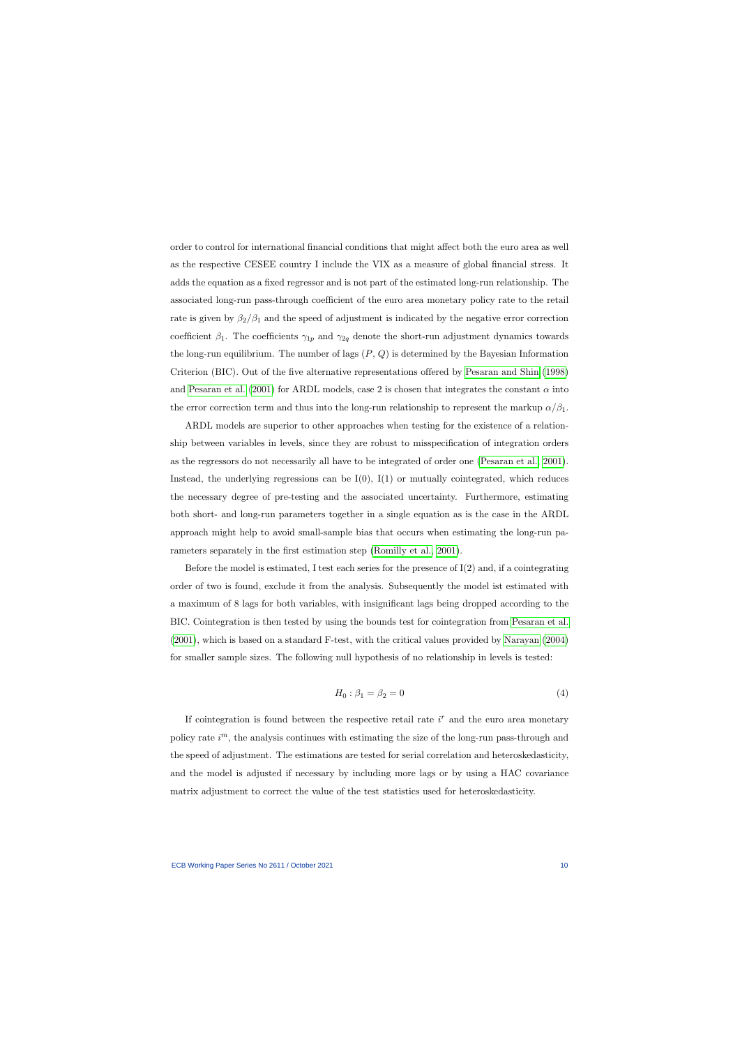order to control for international financial conditions that might affect both the euro area as well as the respective CESEE country I include the VIX as a measure of global financial stress. It adds the equation as a fixed regressor and is not part of the estimated long-run relationship. The associated long-run pass-through coefficient of the euro area monetary policy rate to the retail rate is given by $\beta_2/\beta_1$ and the speed of adjustment is indicated by the negative error correction coefficient $\beta_1$. The coefficients $\gamma_{1p}$ and $\gamma_{2q}$ denote the short-run adjustment dynamics towards the long-run equilibrium. The number of lags $(P, Q)$ is determined by the Bayesian Information Criterion (BIC). Out of the five alternative representations offered by Pesaran and Shin (1998) and Pesaran et al. (2001) for ARDL models, case 2 is chosen that integrates the constant $\alpha$ into the error correction term and thus into the long-run relationship to represent the markup $\alpha/\beta_1$.

ARDL models are superior to other approaches when testing for the existence of a relationship between variables in levels, since they are robust to misspecification of integration orders as the regressors do not necessarily all have to be integrated of order one (Pesaran et al., 2001). Instead, the underlying regressions can be I(0), I(1) or mutually cointegrated, which reduces the necessary degree of pre-testing and the associated uncertainty. Furthermore, estimating both short- and long-run parameters together in a single equation as is the case in the ARDL approach might help to avoid small-sample bias that occurs when estimating the long-run parameters separately in the first estimation step (Romilly et al., 2001).

Before the model is estimated, I test each series for the presence of I(2) and, if a cointegrating order of two is found, exclude it from the analysis. Subsequently the model ist estimated with a maximum of 8 lags for both variables, with insignificant lags being dropped according to the BIC. Cointegration is then tested by using the bounds test for cointegration from Pesaran et al. (2001), which is based on a standard F-test, with the critical values provided by Narayan (2004) for smaller sample sizes. The following null hypothesis of no relationship in levels is tested:

$$H_0 : \beta_1 = \beta_2 = 0 \tag{4}$$

If cointegration is found between the respective retail rate $i^r$ and the euro area monetary policy rate $i^m$, the analysis continues with estimating the size of the long-run pass-through and the speed of adjustment. The estimations are tested for serial correlation and heteroskedasticity, and the model is adjusted if necessary by including more lags or by using a HAC covariance matrix adjustment to correct the value of the test statistics used for heteroskedasticity.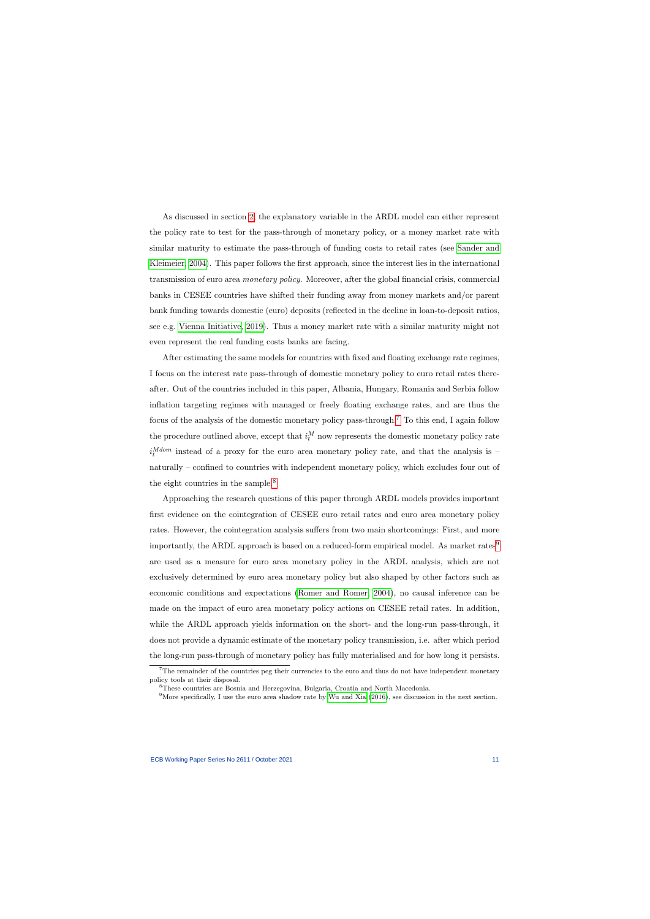As discussed in section 2, the explanatory variable in the ARDL model can either represent the policy rate to test for the pass-through of monetary policy, or a money market rate with similar maturity to estimate the pass-through of funding costs to retail rates (see Sander and Kleimeier, 2004). This paper follows the first approach, since the interest lies in the international transmission of euro area *monetary policy*. Moreover, after the global financial crisis, commercial banks in CESEE countries have shifted their funding away from money markets and/or parent bank funding towards domestic (euro) deposits (reflected in the decline in loan-to-deposit ratios, see e.g. Vienna Initiative, 2019). Thus a money market rate with a similar maturity might not even represent the real funding costs banks are facing.

After estimating the same models for countries with fixed and floating exchange rate regimes, I focus on the interest rate pass-through of domestic monetary policy to euro retail rates thereafter. Out of the countries included in this paper, Albania, Hungary, Romania and Serbia follow inflation targeting regimes with managed or freely floating exchange rates, and are thus the focus of the analysis of the domestic monetary policy pass-through.[7] To this end, I again follow the procedure outlined above, except that $i_t^M$ now represents the domestic monetary policy rate $i_t^{Mdom}$ instead of a proxy for the euro area monetary policy rate, and that the analysis is – naturally – confined to countries with independent monetary policy, which excludes four out of the eight countries in the sample.[8]

Approaching the research questions of this paper through ARDL models provides important first evidence on the cointegration of CESEE euro retail rates and euro area monetary policy rates. However, the cointegration analysis suffers from two main shortcomings: First, and more importantly, the ARDL approach is based on a reduced-form empirical model. As market rates[9] are used as a measure for euro area monetary policy in the ARDL analysis, which are not exclusively determined by euro area monetary policy but also shaped by other factors such as economic conditions and expectations (Romer and Romer, 2004), no causal inference can be made on the impact of euro area monetary policy actions on CESEE retail rates. In addition, while the ARDL approach yields information on the short- and the long-run pass-through, it does not provide a dynamic estimate of the monetary policy transmission, i.e. after which period the long-run pass-through of monetary policy has fully materialised and for how long it persists.

[7] The remainder of the countries peg their currencies to the euro and thus do not have independent monetary policy tools at their disposal.

[8] These countries are Bosnia and Herzegovina, Bulgaria, Croatia and North Macedonia.

[9] More specifically, I use the euro area shadow rate by Wu and Xia (2016), see discussion in the next section.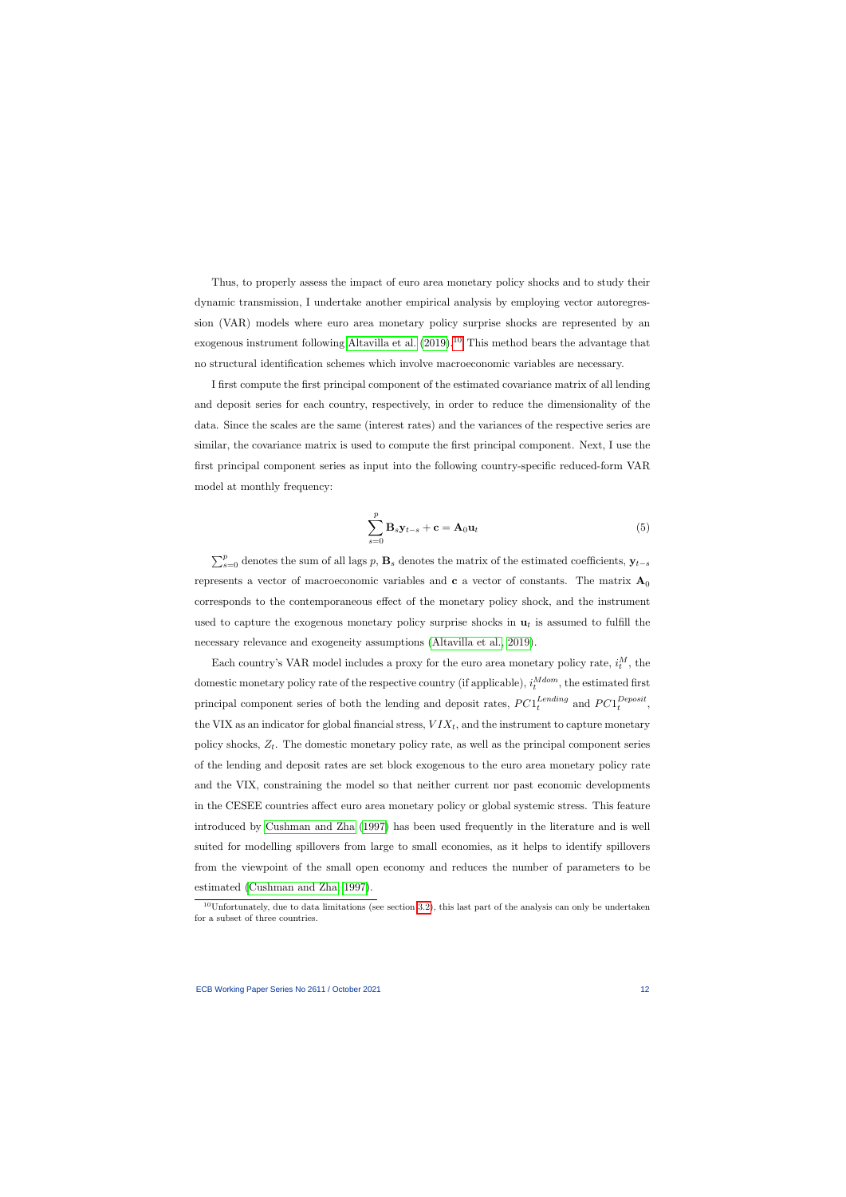Thus, to properly assess the impact of euro area monetary policy shocks and to study their dynamic transmission, I undertake another empirical analysis by employing vector autoregression (VAR) models where euro area monetary policy surprise shocks are represented by an exogenous instrument following Altavilla et al. (2019).[10] This method bears the advantage that no structural identification schemes which involve macroeconomic variables are necessary.

I first compute the first principal component of the estimated covariance matrix of all lending and deposit series for each country, respectively, in order to reduce the dimensionality of the data. Since the scales are the same (interest rates) and the variances of the respective series are similar, the covariance matrix is used to compute the first principal component. Next, I use the first principal component series as input into the following country-specific reduced-form VAR model at monthly frequency:

$$\sum_{s=0}^{p} \mathbf{B}_s \mathbf{y}_{t-s} + \mathbf{c} = \mathbf{A}_0 \mathbf{u}_t \tag{5}$$

$\sum_{s=0}^{p}$ denotes the sum of all lags $p$, $\mathbf{B}_s$ denotes the matrix of the estimated coefficients, $\mathbf{y}_{t-s}$ represents a vector of macroeconomic variables and $\mathbf{c}$ a vector of constants. The matrix $\mathbf{A}_0$ corresponds to the contemporaneous effect of the monetary policy shock, and the instrument used to capture the exogenous monetary policy surprise shocks in $\mathbf{u}_t$ is assumed to fulfill the necessary relevance and exogeneity assumptions (Altavilla et al., 2019).

Each country's VAR model includes a proxy for the euro area monetary policy rate, $i_t^M$, the domestic monetary policy rate of the respective country (if applicable), $i_t^{Mdom}$, the estimated first principal component series of both the lending and deposit rates, $PC1_t^{Lending}$ and $PC1_t^{Deposit}$, the VIX as an indicator for global financial stress, $VIX_t$, and the instrument to capture monetary policy shocks, $Z_t$. The domestic monetary policy rate, as well as the principal component series of the lending and deposit rates are set block exogenous to the euro area monetary policy rate and the VIX, constraining the model so that neither current nor past economic developments in the CESEE countries affect euro area monetary policy or global systemic stress. This feature introduced by Cushman and Zha (1997) has been used frequently in the literature and is well suited for modelling spillovers from large to small economies, as it helps to identify spillovers from the viewpoint of the small open economy and reduces the number of parameters to be estimated (Cushman and Zha, 1997).

[10] Unfortunately, due to data limitations (see section 3.2), this last part of the analysis can only be undertaken for a subset of three countries.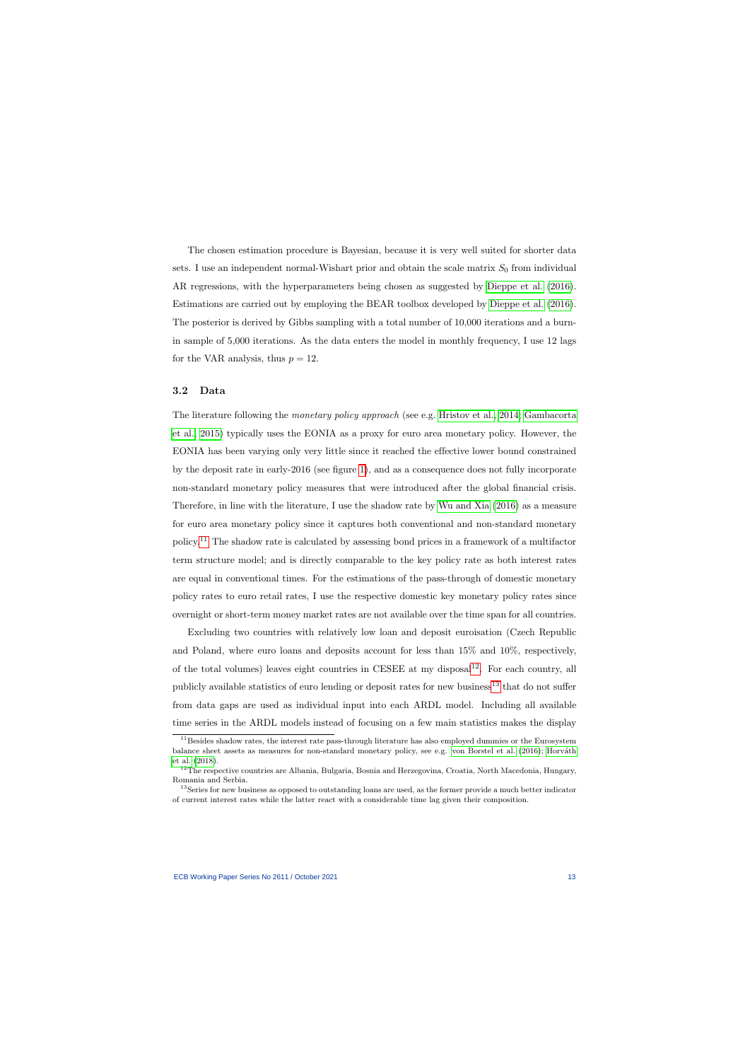The chosen estimation procedure is Bayesian, because it is very well suited for shorter data sets. I use an independent normal-Wishart prior and obtain the scale matrix $S_0$ from individual AR regressions, with the hyperparameters being chosen as suggested by Dieppe et al. (2016). Estimations are carried out by employing the BEAR toolbox developed by Dieppe et al. (2016). The posterior is derived by Gibbs sampling with a total number of 10,000 iterations and a burn-in sample of 5,000 iterations. As the data enters the model in monthly frequency, I use 12 lags for the VAR analysis, thus $p = 12$.

### 3.2 Data

The literature following the *monetary policy approach* (see e.g. Hristov et al., 2014; Gambacorta et al., 2015) typically uses the EONIA as a proxy for euro area monetary policy. However, the EONIA has been varying only very little since it reached the effective lower bound constrained by the deposit rate in early-2016 (see figure 1), and as a consequence does not fully incorporate non-standard monetary policy measures that were introduced after the global financial crisis. Therefore, in line with the literature, I use the shadow rate by Wu and Xia (2016) as a measure for euro area monetary policy since it captures both conventional and non-standard monetary policy.[11] The shadow rate is calculated by assessing bond prices in a framework of a multifactor term structure model; and is directly comparable to the key policy rate as both interest rates are equal in conventional times. For the estimations of the pass-through of domestic monetary policy rates to euro retail rates, I use the respective domestic key monetary policy rates since overnight or short-term money market rates are not available over the time span for all countries.

Excluding two countries with relatively low loan and deposit euroisation (Czech Republic and Poland, where euro loans and deposits account for less than 15% and 10%, respectively, of the total volumes) leaves eight countries in CESEE at my disposal[12]. For each country, all publicly available statistics of euro lending or deposit rates for new business[13] that do not suffer from data gaps are used as individual input into each ARDL model. Including all available time series in the ARDL models instead of focusing on a few main statistics makes the display

[11] Besides shadow rates, the interest rate pass-through literature has also employed dummies or the Eurosystem balance sheet assets as measures for non-standard monetary policy, see e.g. von Borstel et al. (2016); Horváth et al. (2018).

[12] The respective countries are Albania, Bulgaria, Bosnia and Herzegovina, Croatia, North Macedonia, Hungary, Romania and Serbia.

[13] Series for new business as opposed to outstanding loans are used, as the former provide a much better indicator of current interest rates while the latter react with a considerable time lag given their composition.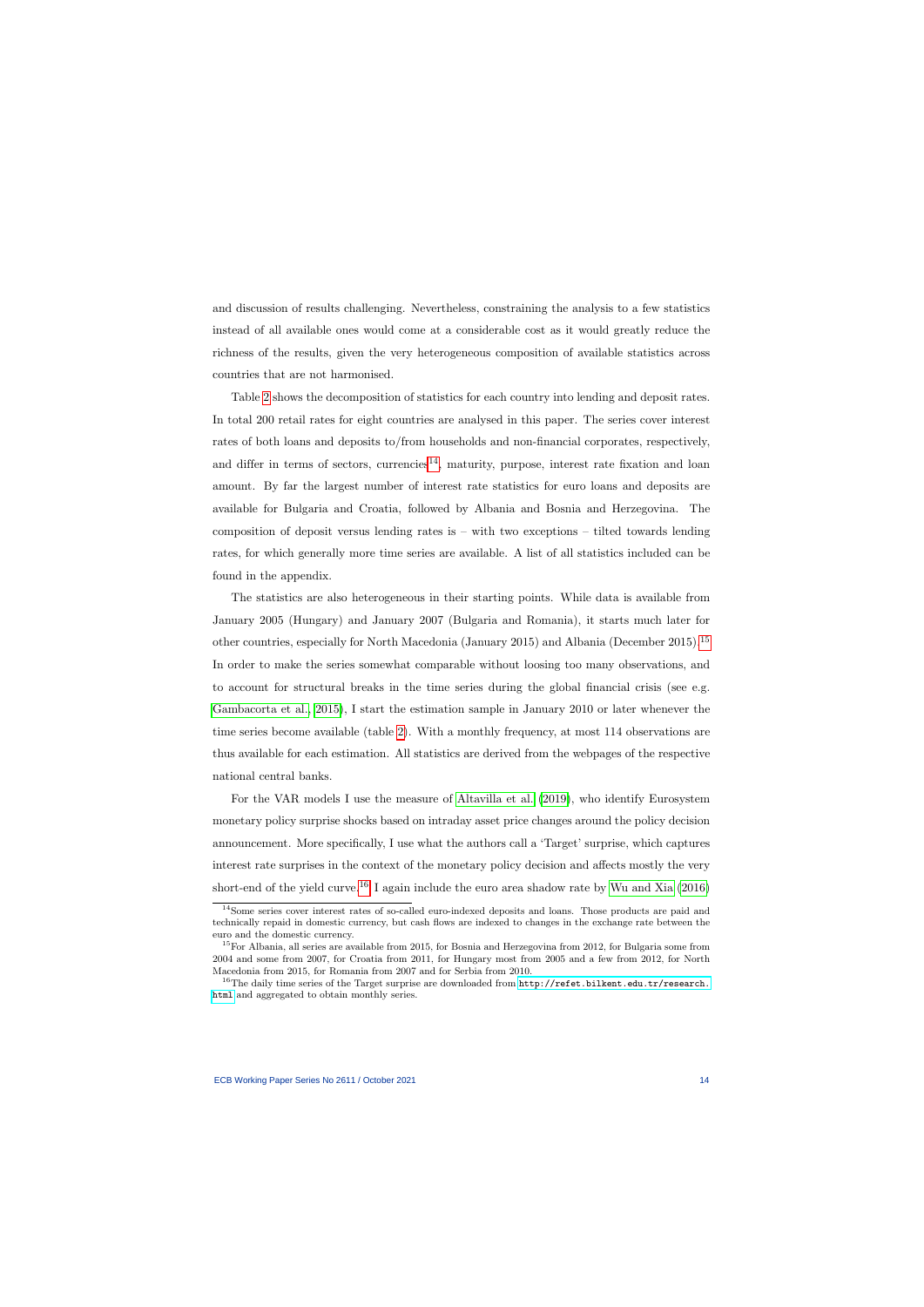and discussion of results challenging. Nevertheless, constraining the analysis to a few statistics instead of all available ones would come at a considerable cost as it would greatly reduce the richness of the results, given the very heterogeneous composition of available statistics across countries that are not harmonised.

Table 2 shows the decomposition of statistics for each country into lending and deposit rates. In total 200 retail rates for eight countries are analysed in this paper. The series cover interest rates of both loans and deposits to/from households and non-financial corporates, respectively, and differ in terms of sectors, currencies[14], maturity, purpose, interest rate fixation and loan amount. By far the largest number of interest rate statistics for euro loans and deposits are available for Bulgaria and Croatia, followed by Albania and Bosnia and Herzegovina. The composition of deposit versus lending rates is – with two exceptions – tilted towards lending rates, for which generally more time series are available. A list of all statistics included can be found in the appendix.

The statistics are also heterogeneous in their starting points. While data is available from January 2005 (Hungary) and January 2007 (Bulgaria and Romania), it starts much later for other countries, especially for North Macedonia (January 2015) and Albania (December 2015).[15] In order to make the series somewhat comparable without loosing too many observations, and to account for structural breaks in the time series during the global financial crisis (see e.g. Gambacorta et al., 2015), I start the estimation sample in January 2010 or later whenever the time series become available (table 2). With a monthly frequency, at most 114 observations are thus available for each estimation. All statistics are derived from the webpages of the respective national central banks.

For the VAR models I use the measure of Altavilla et al. (2019), who identify Eurosystem monetary policy surprise shocks based on intraday asset price changes around the policy decision announcement. More specifically, I use what the authors call a 'Target' surprise, which captures interest rate surprises in the context of the monetary policy decision and affects mostly the very short-end of the yield curve.[16] I again include the euro area shadow rate by Wu and Xia (2016)

[14]Some series cover interest rates of so-called euro-indexed deposits and loans. Those products are paid and technically repaid in domestic currency, but cash flows are indexed to changes in the exchange rate between the euro and the domestic currency.

[15]For Albania, all series are available from 2015, for Bosnia and Herzegovina from 2012, for Bulgaria some from 2004 and some from 2007, for Croatia from 2011, for Hungary most from 2005 and a few from 2012, for North Macedonia from 2015, for Romania from 2007 and for Serbia from 2010.

[16]The daily time series of the Target surprise are downloaded from http://refet.bilkent.edu.tr/research.html and aggregated to obtain monthly series.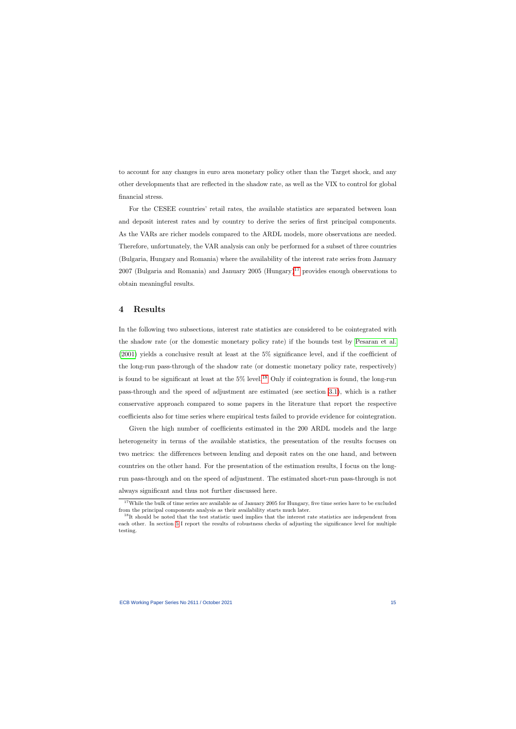to account for any changes in euro area monetary policy other than the Target shock, and any other developments that are reflected in the shadow rate, as well as the VIX to control for global financial stress.

For the CESEE countries' retail rates, the available statistics are separated between loan and deposit interest rates and by country to derive the series of first principal components. As the VARs are richer models compared to the ARDL models, more observations are needed. Therefore, unfortunately, the VAR analysis can only be performed for a subset of three countries (Bulgaria, Hungary and Romania) where the availability of the interest rate series from January 2007 (Bulgaria and Romania) and January 2005 (Hungary)[17] provides enough observations to obtain meaningful results.

## 4 Results

In the following two subsections, interest rate statistics are considered to be cointegrated with the shadow rate (or the domestic monetary policy rate) if the bounds test by Pesaran et al. (2001) yields a conclusive result at least at the 5% significance level, and if the coefficient of the long-run pass-through of the shadow rate (or domestic monetary policy rate, respectively) is found to be significant at least at the 5% level.[18] Only if cointegration is found, the long-run pass-through and the speed of adjustment are estimated (see section 3.1), which is a rather conservative approach compared to some papers in the literature that report the respective coefficients also for time series where empirical tests failed to provide evidence for cointegration.

Given the high number of coefficients estimated in the 200 ARDL models and the large heterogeneity in terms of the available statistics, the presentation of the results focuses on two metrics: the differences between lending and deposit rates on the one hand, and between countries on the other hand. For the presentation of the estimation results, I focus on the long-run pass-through and on the speed of adjustment. The estimated short-run pass-through is not always significant and thus not further discussed here.

[17] While the bulk of time series are available as of January 2005 for Hungary, five time series have to be excluded from the principal components analysis as their availability starts much later.

[18] It should be noted that the test statistic used implies that the interest rate statistics are independent from each other. In section 5 I report the results of robustness checks of adjusting the significance level for multiple testing.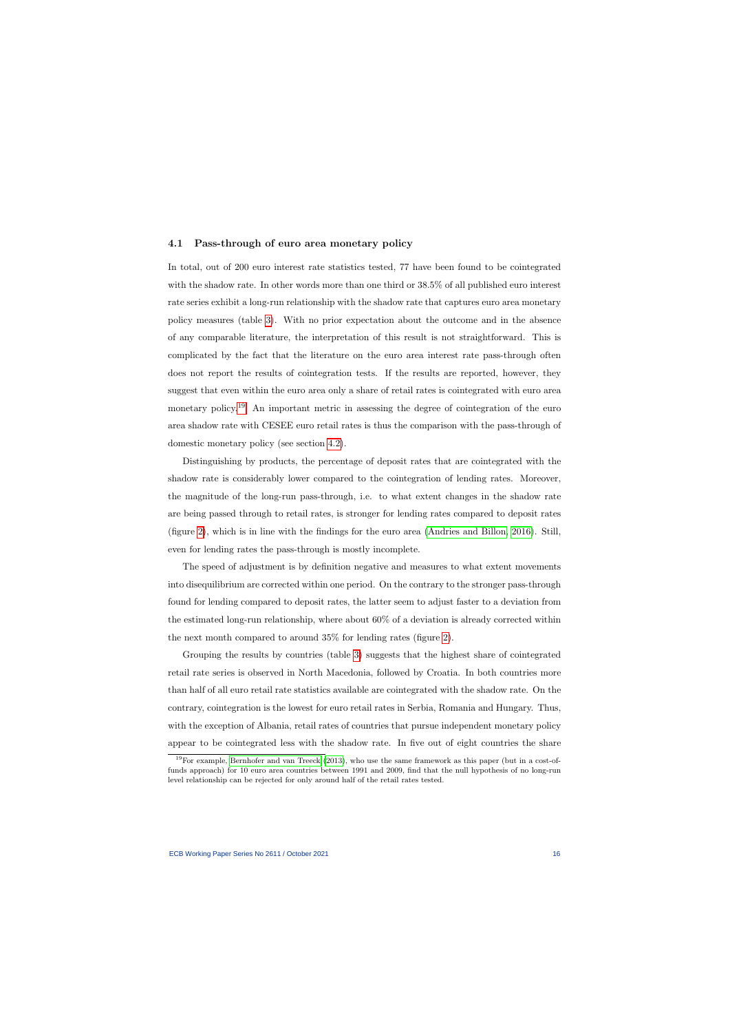### 4.1 Pass-through of euro area monetary policy

In total, out of 200 euro interest rate statistics tested, 77 have been found to be cointegrated with the shadow rate. In other words more than one third or 38.5% of all published euro interest rate series exhibit a long-run relationship with the shadow rate that captures euro area monetary policy measures (table 3). With no prior expectation about the outcome and in the absence of any comparable literature, the interpretation of this result is not straightforward. This is complicated by the fact that the literature on the euro area interest rate pass-through often does not report the results of cointegration tests. If the results are reported, however, they suggest that even within the euro area only a share of retail rates is cointegrated with euro area monetary policy.[19] An important metric in assessing the degree of cointegration of the euro area shadow rate with CESEE euro retail rates is thus the comparison with the pass-through of domestic monetary policy (see section 4.2).

Distinguishing by products, the percentage of deposit rates that are cointegrated with the shadow rate is considerably lower compared to the cointegration of lending rates. Moreover, the magnitude of the long-run pass-through, i.e. to what extent changes in the shadow rate are being passed through to retail rates, is stronger for lending rates compared to deposit rates (figure 2), which is in line with the findings for the euro area (Andries and Billon, 2016). Still, even for lending rates the pass-through is mostly incomplete.

The speed of adjustment is by definition negative and measures to what extent movements into disequilibrium are corrected within one period. On the contrary to the stronger pass-through found for lending compared to deposit rates, the latter seem to adjust faster to a deviation from the estimated long-run relationship, where about 60% of a deviation is already corrected within the next month compared to around 35% for lending rates (figure 2).

Grouping the results by countries (table 3) suggests that the highest share of cointegrated retail rate series is observed in North Macedonia, followed by Croatia. In both countries more than half of all euro retail rate statistics available are cointegrated with the shadow rate. On the contrary, cointegration is the lowest for euro retail rates in Serbia, Romania and Hungary. Thus, with the exception of Albania, retail rates of countries that pursue independent monetary policy appear to be cointegrated less with the shadow rate. In five out of eight countries the share

[19] For example, Bernhofer and van Treeck (2013), who use the same framework as this paper (but in a cost-of-funds approach) for 10 euro area countries between 1991 and 2009, find that the null hypothesis of no long-run level relationship can be rejected for only around half of the retail rates tested.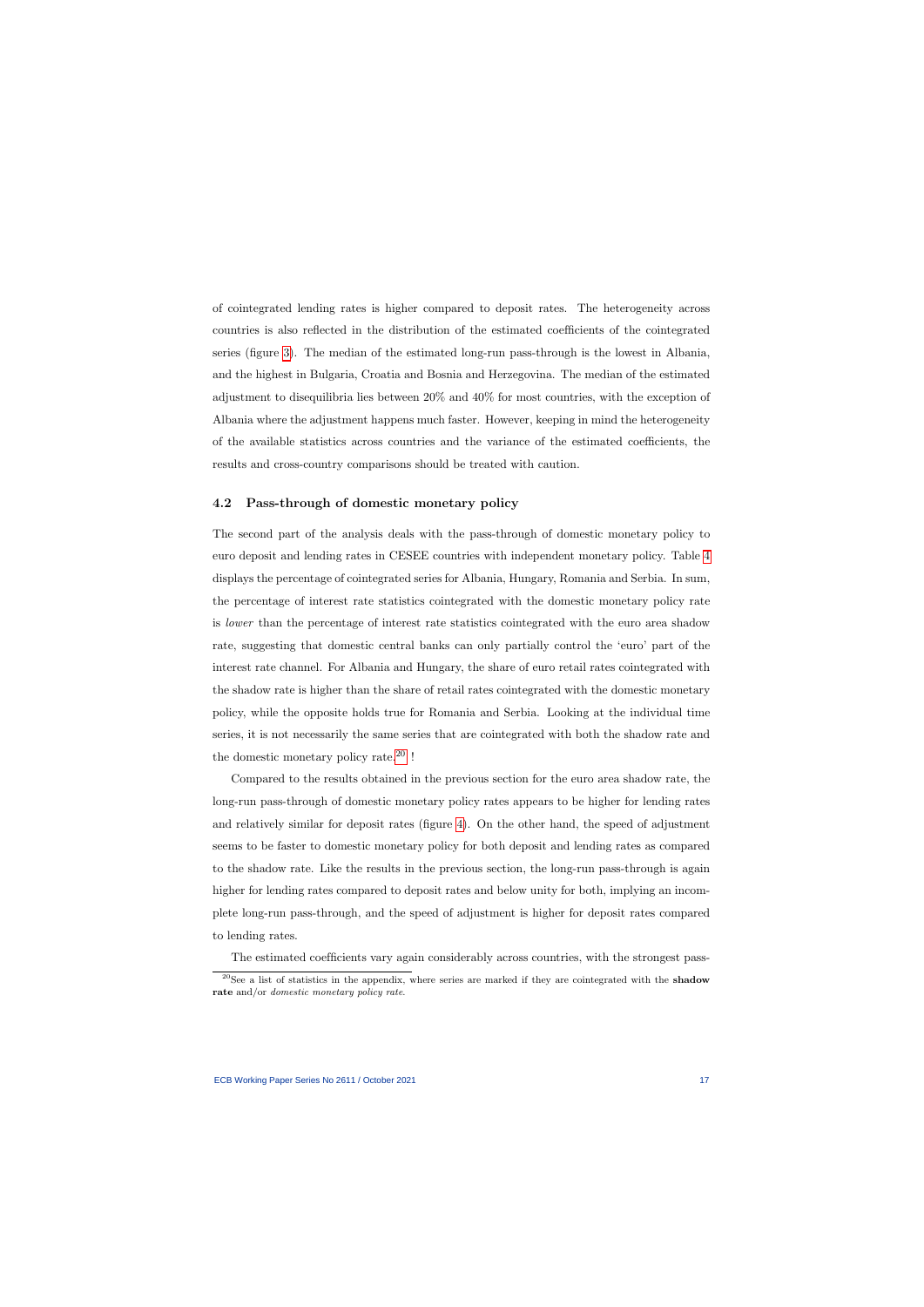of cointegrated lending rates is higher compared to deposit rates. The heterogeneity across countries is also reflected in the distribution of the estimated coefficients of the cointegrated series (figure 3). The median of the estimated long-run pass-through is the lowest in Albania, and the highest in Bulgaria, Croatia and Bosnia and Herzegovina. The median of the estimated adjustment to disequilibria lies between 20% and 40% for most countries, with the exception of Albania where the adjustment happens much faster. However, keeping in mind the heterogeneity of the available statistics across countries and the variance of the estimated coefficients, the results and cross-country comparisons should be treated with caution.

### 4.2 Pass-through of domestic monetary policy

The second part of the analysis deals with the pass-through of domestic monetary policy to euro deposit and lending rates in CESEE countries with independent monetary policy. Table 4 displays the percentage of cointegrated series for Albania, Hungary, Romania and Serbia. In sum, the percentage of interest rate statistics cointegrated with the domestic monetary policy rate is *lower* than the percentage of interest rate statistics cointegrated with the euro area shadow rate, suggesting that domestic central banks can only partially control the 'euro' part of the interest rate channel. For Albania and Hungary, the share of euro retail rates cointegrated with the shadow rate is higher than the share of retail rates cointegrated with the domestic monetary policy, while the opposite holds true for Romania and Serbia. Looking at the individual time series, it is not necessarily the same series that are cointegrated with both the shadow rate and the domestic monetary policy rate.[20] !

Compared to the results obtained in the previous section for the euro area shadow rate, the long-run pass-through of domestic monetary policy rates appears to be higher for lending rates and relatively similar for deposit rates (figure 4). On the other hand, the speed of adjustment seems to be faster to domestic monetary policy for both deposit and lending rates as compared to the shadow rate. Like the results in the previous section, the long-run pass-through is again higher for lending rates compared to deposit rates and below unity for both, implying an incomplete long-run pass-through, and the speed of adjustment is higher for deposit rates compared to lending rates.

The estimated coefficients vary again considerably across countries, with the strongest pass-

[20] See a list of statistics in the appendix, where series are marked if they are cointegrated with the **shadow rate** and/or *domestic monetary policy rate*.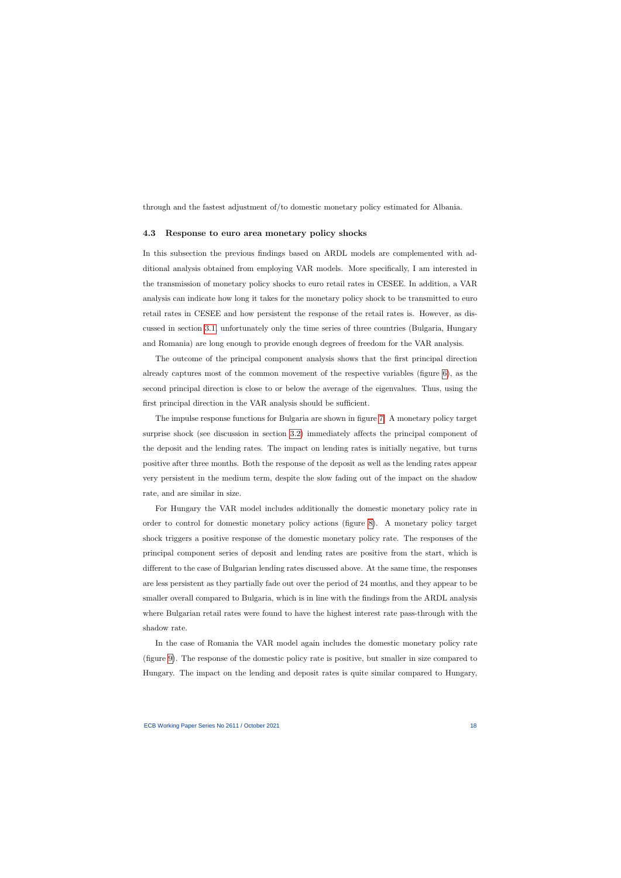through and the fastest adjustment of/to domestic monetary policy estimated for Albania.

### 4.3 Response to euro area monetary policy shocks

In this subsection the previous findings based on ARDL models are complemented with additional analysis obtained from employing VAR models. More specifically, I am interested in the transmission of monetary policy shocks to euro retail rates in CESEE. In addition, a VAR analysis can indicate how long it takes for the monetary policy shock to be transmitted to euro retail rates in CESEE and how persistent the response of the retail rates is. However, as discussed in section 3.1, unfortunately only the time series of three countries (Bulgaria, Hungary and Romania) are long enough to provide enough degrees of freedom for the VAR analysis.

The outcome of the principal component analysis shows that the first principal direction already captures most of the common movement of the respective variables (figure 6), as the second principal direction is close to or below the average of the eigenvalues. Thus, using the first principal direction in the VAR analysis should be sufficient.

The impulse response functions for Bulgaria are shown in figure 7. A monetary policy target surprise shock (see discussion in section 3.2) immediately affects the principal component of the deposit and the lending rates. The impact on lending rates is initially negative, but turns positive after three months. Both the response of the deposit as well as the lending rates appear very persistent in the medium term, despite the slow fading out of the impact on the shadow rate, and are similar in size.

For Hungary the VAR model includes additionally the domestic monetary policy rate in order to control for domestic monetary policy actions (figure 8). A monetary policy target shock triggers a positive response of the domestic monetary policy rate. The responses of the principal component series of deposit and lending rates are positive from the start, which is different to the case of Bulgarian lending rates discussed above. At the same time, the responses are less persistent as they partially fade out over the period of 24 months, and they appear to be smaller overall compared to Bulgaria, which is in line with the findings from the ARDL analysis where Bulgarian retail rates were found to have the highest interest rate pass-through with the shadow rate.

In the case of Romania the VAR model again includes the domestic monetary policy rate (figure 9). The response of the domestic policy rate is positive, but smaller in size compared to Hungary. The impact on the lending and deposit rates is quite similar compared to Hungary,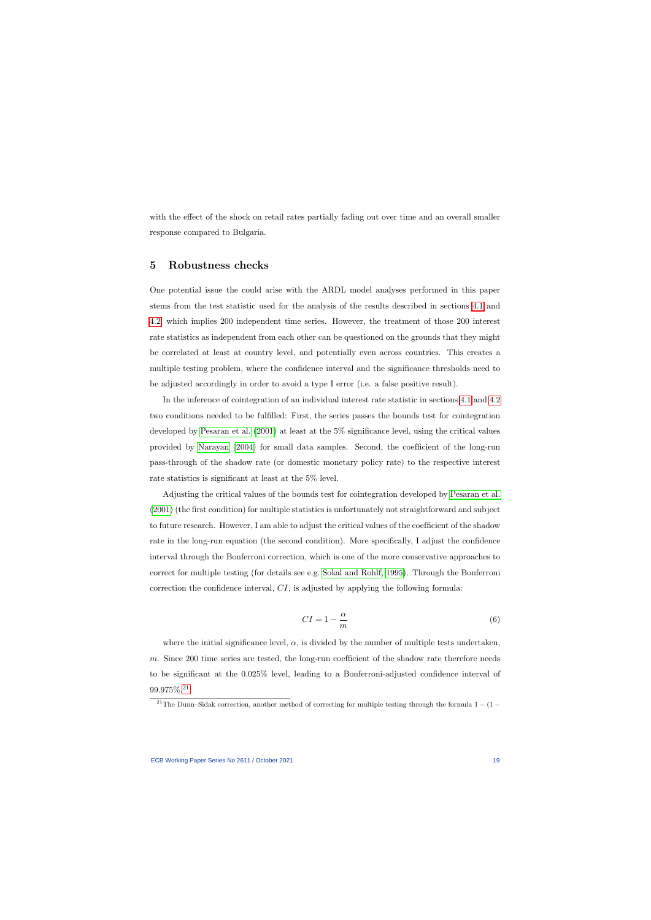with the effect of the shock on retail rates partially fading out over time and an overall smaller response compared to Bulgaria.

## 5 Robustness checks

One potential issue the could arise with the ARDL model analyses performed in this paper stems from the test statistic used for the analysis of the results described in sections 4.1 and 4.2, which implies 200 independent time series. However, the treatment of those 200 interest rate statistics as independent from each other can be questioned on the grounds that they might be correlated at least at country level, and potentially even across countries. This creates a multiple testing problem, where the confidence interval and the significance thresholds need to be adjusted accordingly in order to avoid a type I error (i.e. a false positive result).

In the inference of cointegration of an individual interest rate statistic in sections 4.1 and 4.2 two conditions needed to be fulfilled: First, the series passes the bounds test for cointegration developed by Pesaran et al. (2001) at least at the 5% significance level, using the critical values provided by Narayan (2004) for small data samples. Second, the coefficient of the long-run pass-through of the shadow rate (or domestic monetary policy rate) to the respective interest rate statistics is significant at least at the 5% level.

Adjusting the critical values of the bounds test for cointegration developed by Pesaran et al. (2001) (the first condition) for multiple statistics is unfortunately not straightforward and subject to future research. However, I am able to adjust the critical values of the coefficient of the shadow rate in the long-run equation (the second condition). More specifically, I adjust the confidence interval through the Bonferroni correction, which is one of the more conservative approaches to correct for multiple testing (for details see e.g. Sokal and Rohlf, 1995). Through the Bonferroni correction the confidence interval, $CI$, is adjusted by applying the following formula:

$$CI = 1 - \frac{\alpha}{m} \tag{6}$$

where the initial significance level, $\alpha$, is divided by the number of multiple tests undertaken, $m$. Since 200 time series are tested, the long-run coefficient of the shadow rate therefore needs to be significant at the 0.025% level, leading to a Bonferroni-adjusted confidence interval of 99.975%.[21]

[21] The Dunn–Sidak correction, another method of correcting for multiple testing through the formula $1 - (1 -$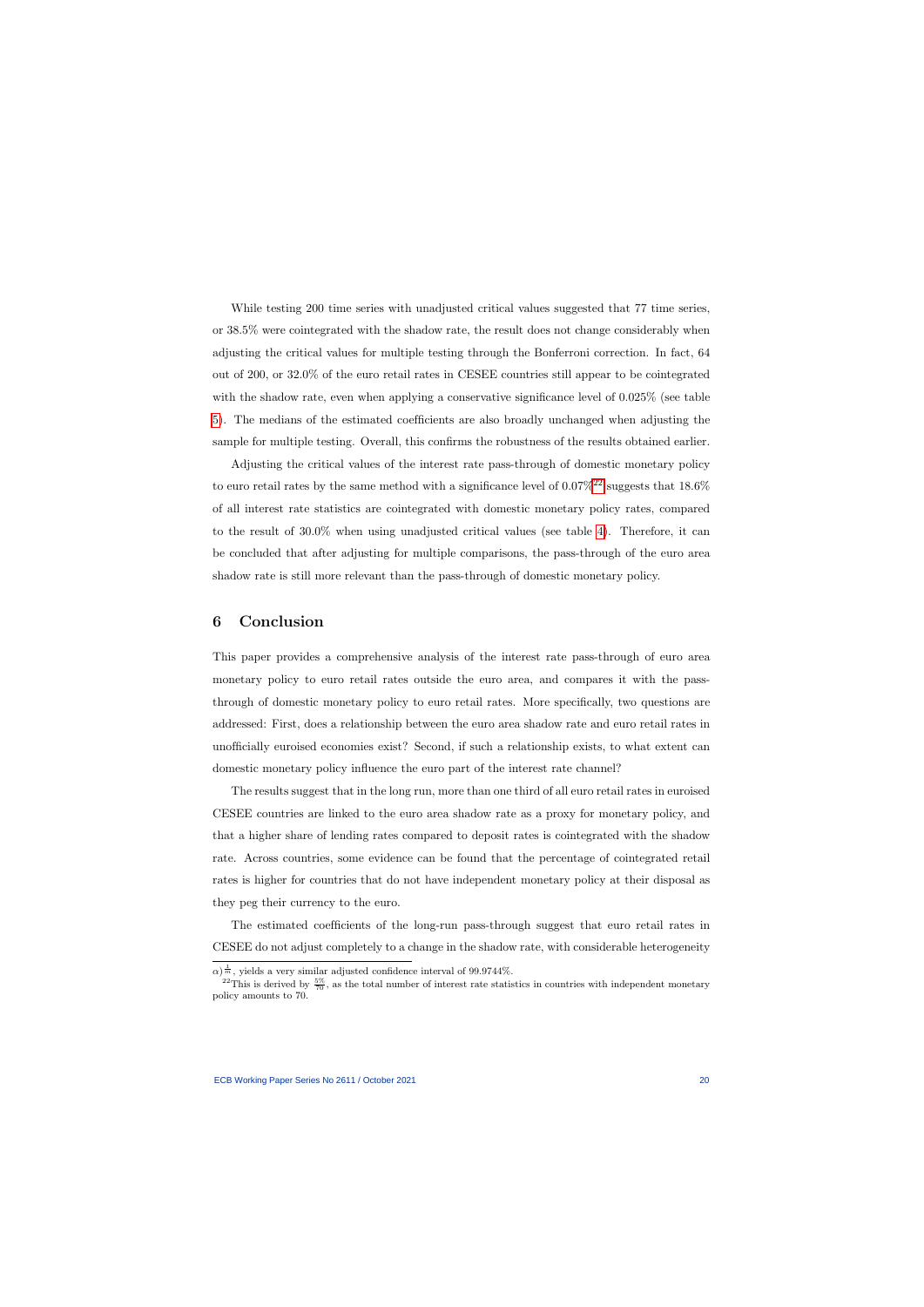While testing 200 time series with unadjusted critical values suggested that 77 time series, or 38.5% were cointegrated with the shadow rate, the result does not change considerably when adjusting the critical values for multiple testing through the Bonferroni correction. In fact, 64 out of 200, or 32.0% of the euro retail rates in CESEE countries still appear to be cointegrated with the shadow rate, even when applying a conservative significance level of 0.025% (see table 5). The medians of the estimated coefficients are also broadly unchanged when adjusting the sample for multiple testing. Overall, this confirms the robustness of the results obtained earlier.

Adjusting the critical values of the interest rate pass-through of domestic monetary policy to euro retail rates by the same method with a significance level of 0.07%[22] suggests that 18.6% of all interest rate statistics are cointegrated with domestic monetary policy rates, compared to the result of 30.0% when using unadjusted critical values (see table 4). Therefore, it can be concluded that after adjusting for multiple comparisons, the pass-through of the euro area shadow rate is still more relevant than the pass-through of domestic monetary policy.

## 6 Conclusion

This paper provides a comprehensive analysis of the interest rate pass-through of euro area monetary policy to euro retail rates outside the euro area, and compares it with the pass-through of domestic monetary policy to euro retail rates. More specifically, two questions are addressed: First, does a relationship between the euro area shadow rate and euro retail rates in unofficially euroised economies exist? Second, if such a relationship exists, to what extent can domestic monetary policy influence the euro part of the interest rate channel?

The results suggest that in the long run, more than one third of all euro retail rates in euroised CESEE countries are linked to the euro area shadow rate as a proxy for monetary policy, and that a higher share of lending rates compared to deposit rates is cointegrated with the shadow rate. Across countries, some evidence can be found that the percentage of cointegrated retail rates is higher for countries that do not have independent monetary policy at their disposal as they peg their currency to the euro.

The estimated coefficients of the long-run pass-through suggest that euro retail rates in CESEE do not adjust completely to a change in the shadow rate, with considerable heterogeneity

$\alpha)^{\frac{1}{m}}$, yields a very similar adjusted confidence interval of 99.9744%.

[22] This is derived by $\frac{5\%}{70}$, as the total number of interest rate statistics in countries with independent monetary policy amounts to 70.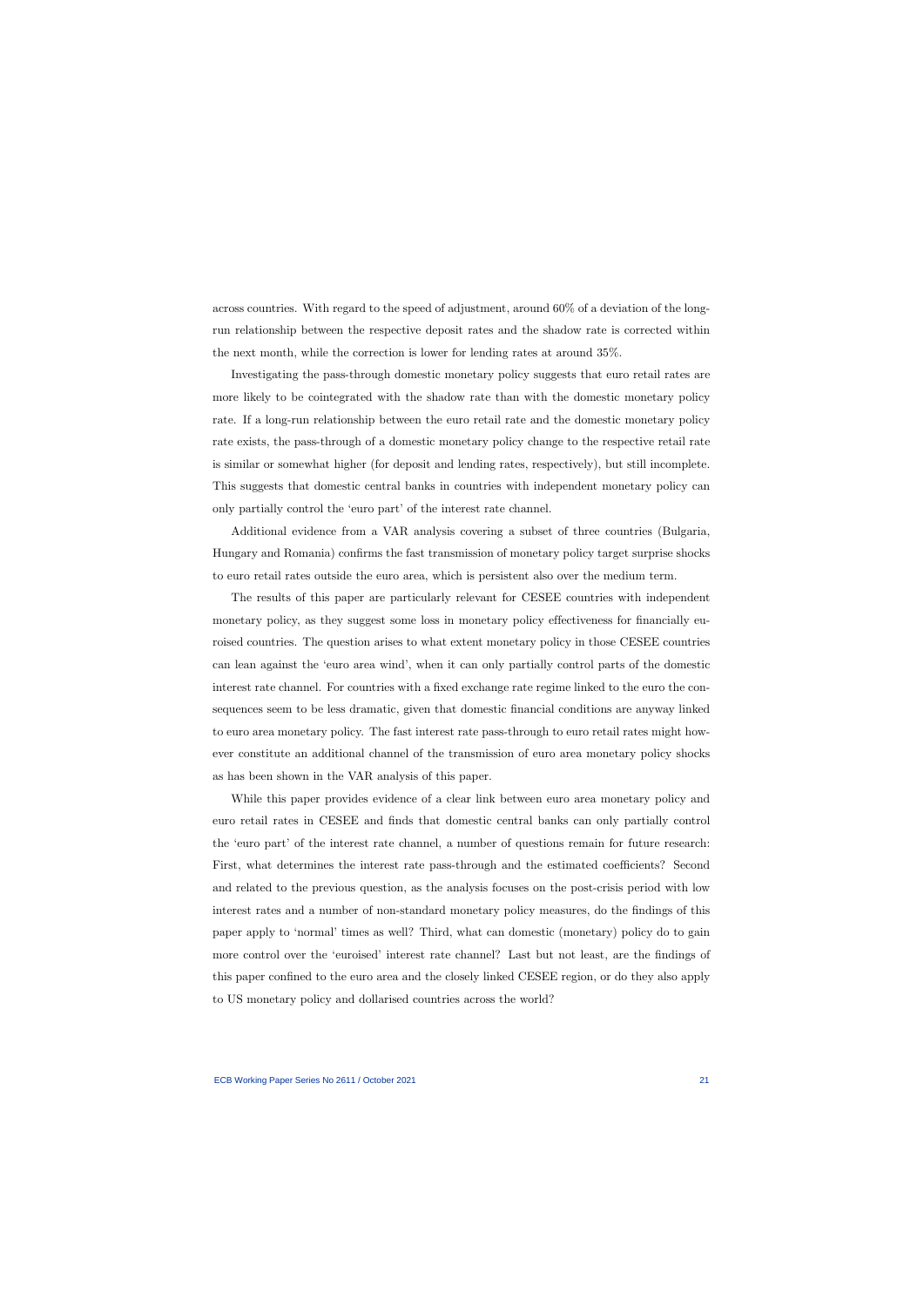across countries. With regard to the speed of adjustment, around 60% of a deviation of the long-run relationship between the respective deposit rates and the shadow rate is corrected within the next month, while the correction is lower for lending rates at around 35%.

Investigating the pass-through domestic monetary policy suggests that euro retail rates are more likely to be cointegrated with the shadow rate than with the domestic monetary policy rate. If a long-run relationship between the euro retail rate and the domestic monetary policy rate exists, the pass-through of a domestic monetary policy change to the respective retail rate is similar or somewhat higher (for deposit and lending rates, respectively), but still incomplete. This suggests that domestic central banks in countries with independent monetary policy can only partially control the 'euro part' of the interest rate channel.

Additional evidence from a VAR analysis covering a subset of three countries (Bulgaria, Hungary and Romania) confirms the fast transmission of monetary policy target surprise shocks to euro retail rates outside the euro area, which is persistent also over the medium term.

The results of this paper are particularly relevant for CESEE countries with independent monetary policy, as they suggest some loss in monetary policy effectiveness for financially euroised countries. The question arises to what extent monetary policy in those CESEE countries can lean against the 'euro area wind', when it can only partially control parts of the domestic interest rate channel. For countries with a fixed exchange rate regime linked to the euro the consequences seem to be less dramatic, given that domestic financial conditions are anyway linked to euro area monetary policy. The fast interest rate pass-through to euro retail rates might however constitute an additional channel of the transmission of euro area monetary policy shocks as has been shown in the VAR analysis of this paper.

While this paper provides evidence of a clear link between euro area monetary policy and euro retail rates in CESEE and finds that domestic central banks can only partially control the 'euro part' of the interest rate channel, a number of questions remain for future research: First, what determines the interest rate pass-through and the estimated coefficients? Second and related to the previous question, as the analysis focuses on the post-crisis period with low interest rates and a number of non-standard monetary policy measures, do the findings of this paper apply to 'normal' times as well? Third, what can domestic (monetary) policy do to gain more control over the 'euroised' interest rate channel? Last but not least, are the findings of this paper confined to the euro area and the closely linked CESEE region, or do they also apply to US monetary policy and dollarised countries across the world?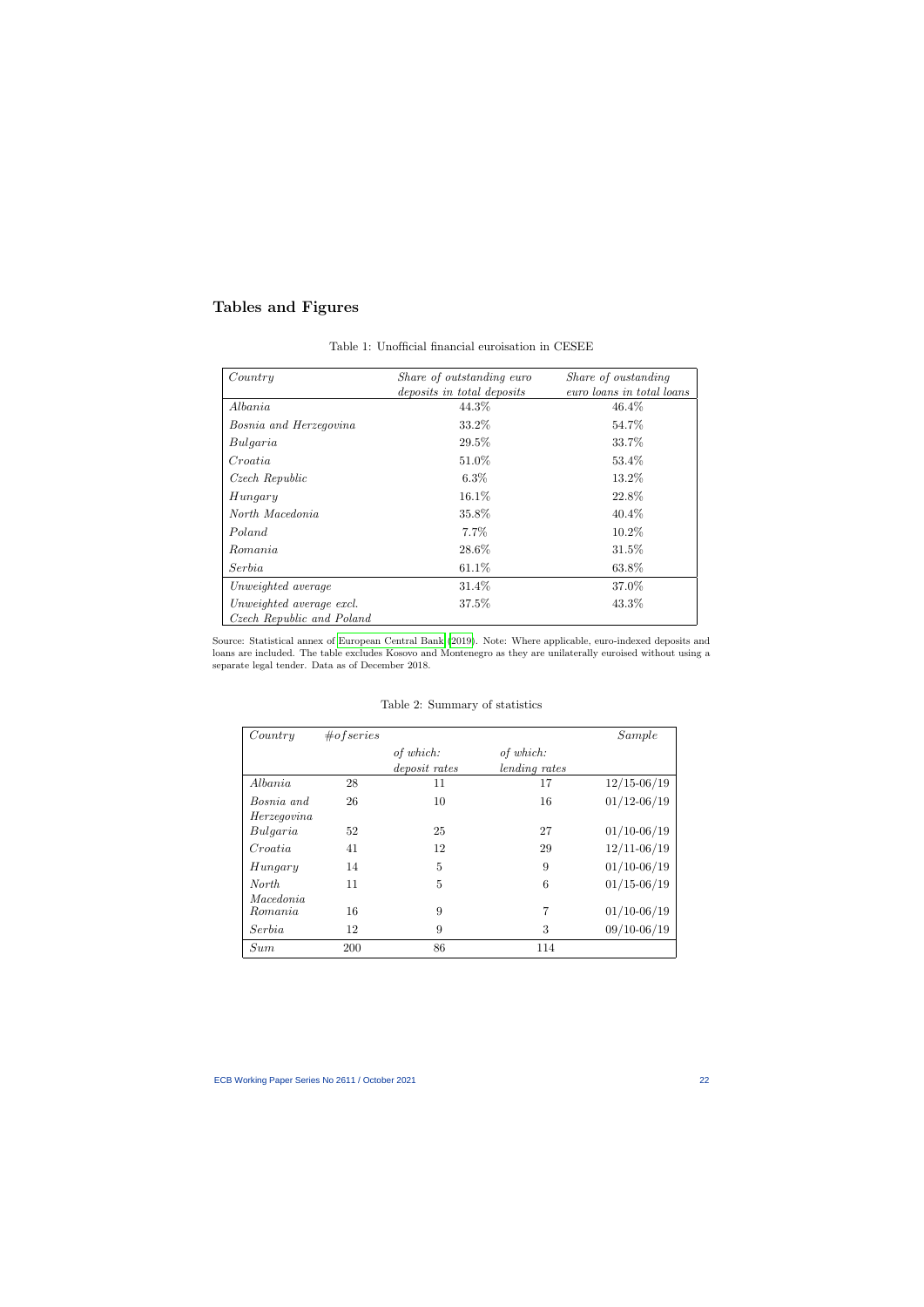## Tables and Figures

Table 1: Unofficial financial euroisation in CESEE

| *Country* | *Share of outstanding euro deposits in total deposits* | *Share of oustanding euro loans in total loans* |
|---|---|---|
| *Albania* | 44.3% | 46.4% |
| *Bosnia and Herzegovina* | 33.2% | 54.7% |
| *Bulgaria* | 29.5% | 33.7% |
| *Croatia* | 51.0% | 53.4% |
| *Czech Republic* | 6.3% | 13.2% |
| *Hungary* | 16.1% | 22.8% |
| *North Macedonia* | 35.8% | 40.4% |
| *Poland* | 7.7% | 10.2% |
| *Romania* | 28.6% | 31.5% |
| *Serbia* | 61.1% | 63.8% |
| *Unweighted average* | 31.4% | 37.0% |
| *Unweighted average excl. Czech Republic and Poland* | 37.5% | 43.3% |

Source: Statistical annex of European Central Bank (2019). Note: Where applicable, euro-indexed deposits and loans are included. The table excludes Kosovo and Montenegro as they are unilaterally euroised without using a separate legal tender. Data as of December 2018.

Table 2: Summary of statistics

| *Country* | *#of series* | *of which: deposit rates* | *of which: lending rates* | *Sample* |
|---|---|---|---|---|
| *Albania* | 28 | 11 | 17 | 12/15-06/19 |
| *Bosnia and Herzegovina* | 26 | 10 | 16 | 01/12-06/19 |
| *Bulgaria* | 52 | 25 | 27 | 01/10-06/19 |
| *Croatia* | 41 | 12 | 29 | 12/11-06/19 |
| *Hungary* | 14 | 5 | 9 | 01/10-06/19 |
| *North Macedonia* | 11 | 5 | 6 | 01/15-06/19 |
| *Romania* | 16 | 9 | 7 | 01/10-06/19 |
| *Serbia* | 12 | 9 | 3 | 09/10-06/19 |
| *Sum* | 200 | 86 | 114 | |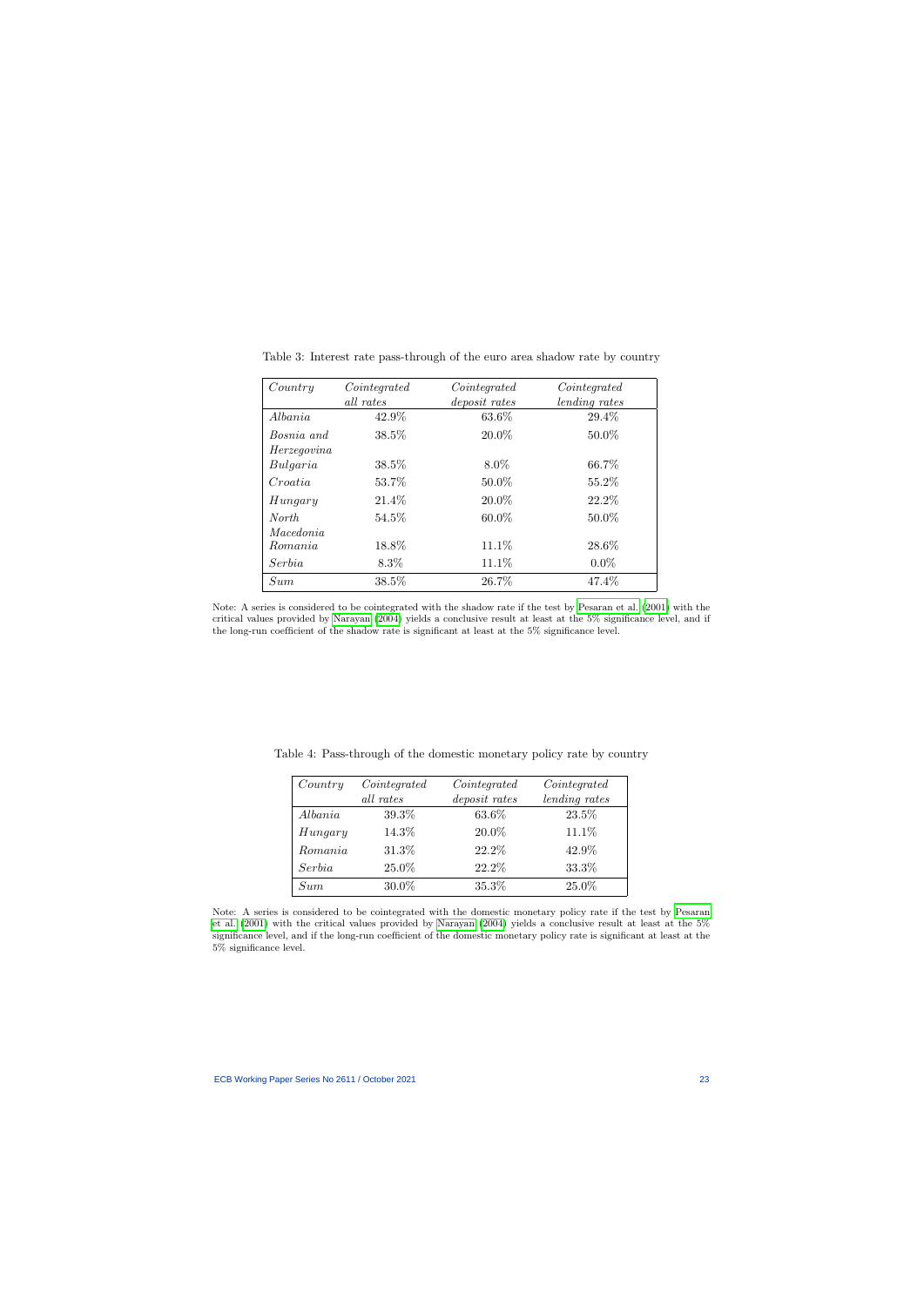Table 3: Interest rate pass-through of the euro area shadow rate by country

| *Country* | *Cointegrated all rates* | *Cointegrated deposit rates* | *Cointegrated lending rates* |
|---|---|---|---|
| *Albania* | 42.9% | 63.6% | 29.4% |
| *Bosnia and Herzegovina* | 38.5% | 20.0% | 50.0% |
| *Bulgaria* | 38.5% | 8.0% | 66.7% |
| *Croatia* | 53.7% | 50.0% | 55.2% |
| *Hungary* | 21.4% | 20.0% | 22.2% |
| *North Macedonia* | 54.5% | 60.0% | 50.0% |
| *Romania* | 18.8% | 11.1% | 28.6% |
| *Serbia* | 8.3% | 11.1% | 0.0% |
| *Sum* | 38.5% | 26.7% | 47.4% |

Note: A series is considered to be cointegrated with the shadow rate if the test by Pesaran et al. (2001) with the critical values provided by Narayan (2004) yields a conclusive result at least at the 5% significance level, and if the long-run coefficient of the shadow rate is significant at least at the 5% significance level.

Table 4: Pass-through of the domestic monetary policy rate by country

| *Country* | *Cointegrated all rates* | *Cointegrated deposit rates* | *Cointegrated lending rates* |
|---|---|---|---|
| *Albania* | 39.3% | 63.6% | 23.5% |
| *Hungary* | 14.3% | 20.0% | 11.1% |
| *Romania* | 31.3% | 22.2% | 42.9% |
| *Serbia* | 25.0% | 22.2% | 33.3% |
| *Sum* | 30.0% | 35.3% | 25.0% |

Note: A series is considered to be cointegrated with the domestic monetary policy rate if the test by Pesaran et al. (2001) with the critical values provided by Narayan (2004) yields a conclusive result at least at the 5% significance level, and if the long-run coefficient of the domestic monetary policy rate is significant at least at the 5% significance level.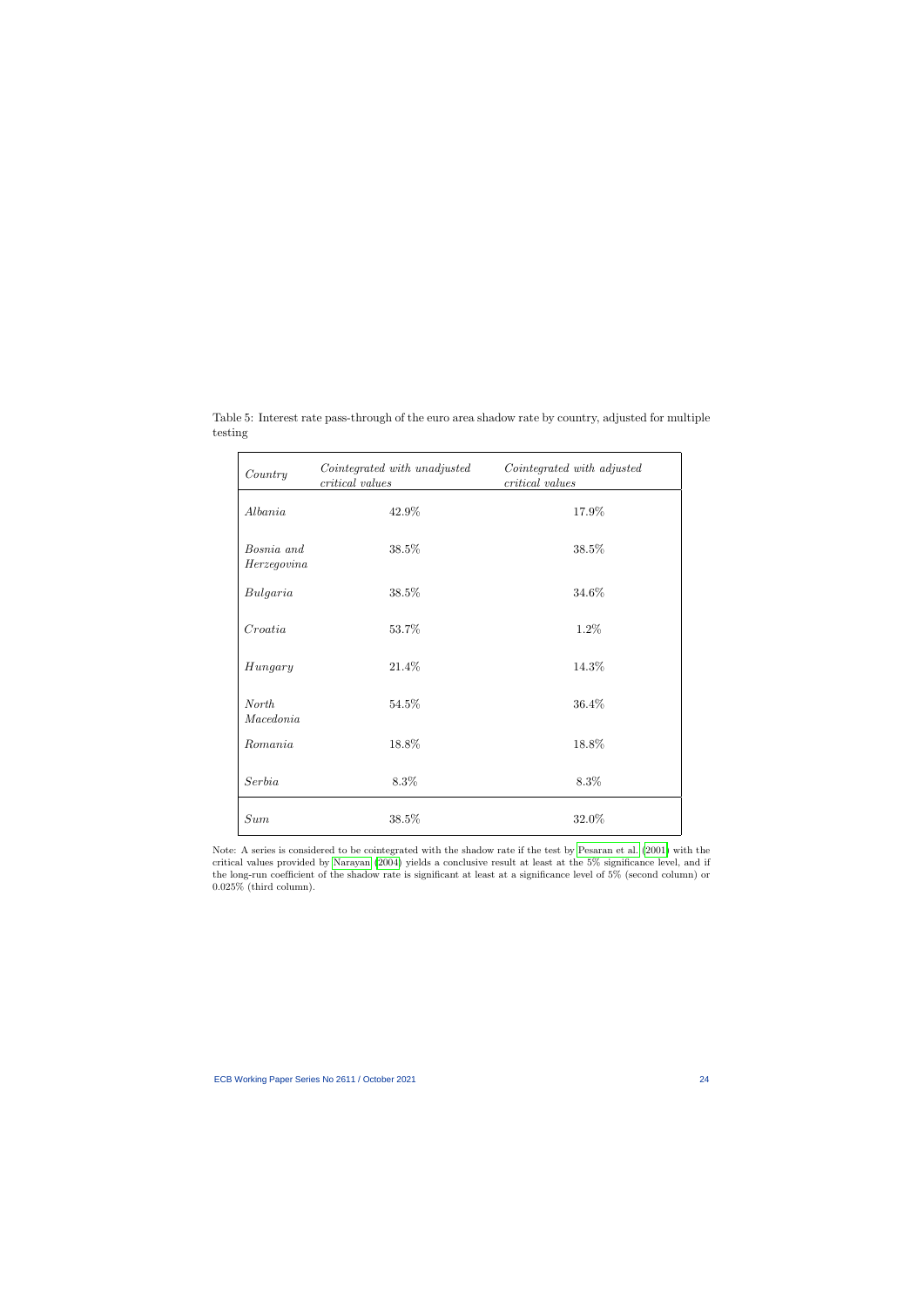Table 5: Interest rate pass-through of the euro area shadow rate by country, adjusted for multiple testing

| *Country* | *Cointegrated with unadjusted critical values* | *Cointegrated with adjusted critical values* |
|---|---|---|
| *Albania* | 42.9% | 17.9% |
| *Bosnia and Herzegovina* | 38.5% | 38.5% |
| *Bulgaria* | 38.5% | 34.6% |
| *Croatia* | 53.7% | 1.2% |
| *Hungary* | 21.4% | 14.3% |
| *North Macedonia* | 54.5% | 36.4% |
| *Romania* | 18.8% | 18.8% |
| *Serbia* | 8.3% | 8.3% |
| *Sum* | 38.5% | 32.0% |

Note: A series is considered to be cointegrated with the shadow rate if the test by Pesaran et al. (2001) with the critical values provided by Narayan (2004) yields a conclusive result at least at the 5% significance level, and if the long-run coefficient of the shadow rate is significant at least at a significance level of 5% (second column) or 0.025% (third column).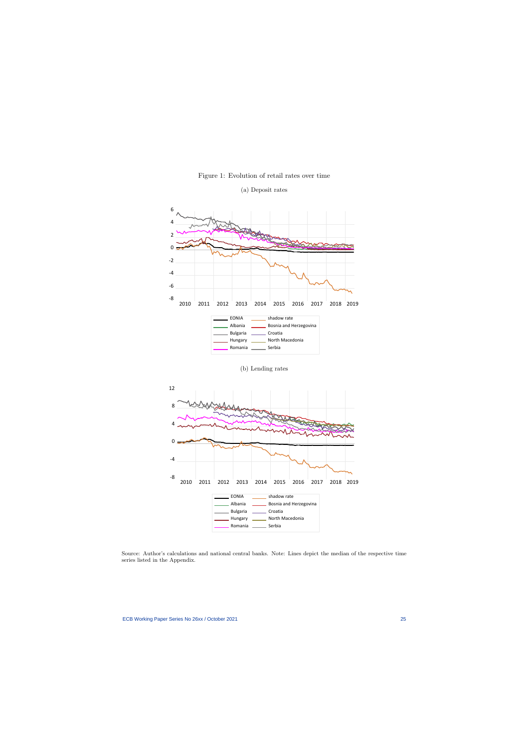Figure 1: Evolution of retail rates over time

(a) Deposit rates

(b) Lending rates

Source: Author's calculations and national central banks. Note: Lines depict the median of the respective time series listed in the Appendix.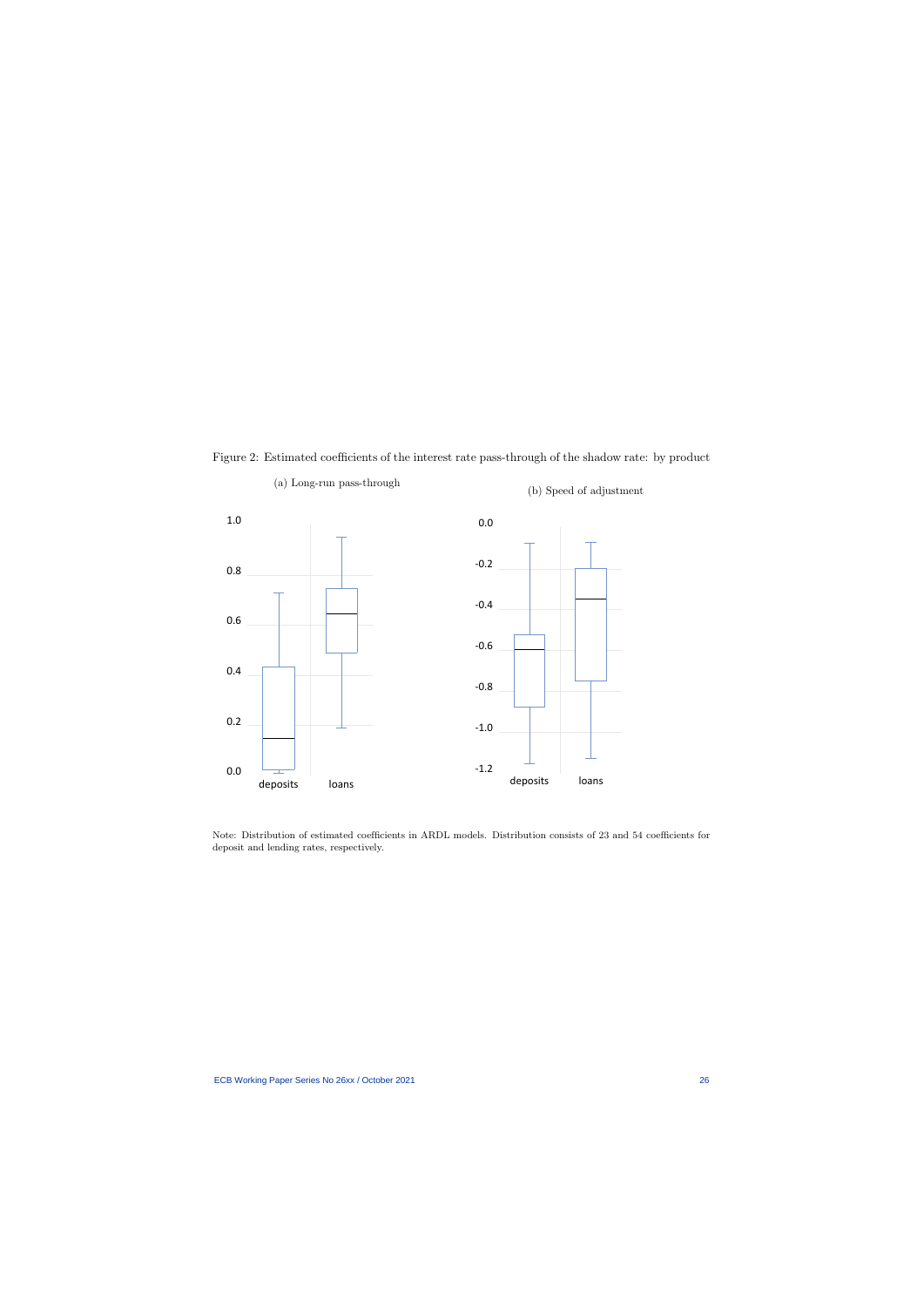Figure 2: Estimated coefficients of the interest rate pass-through of the shadow rate: by product

(a) Long-run pass-through

(b) Speed of adjustment

Note: Distribution of estimated coefficients in ARDL models. Distribution consists of 23 and 54 coefficients for deposit and lending rates, respectively.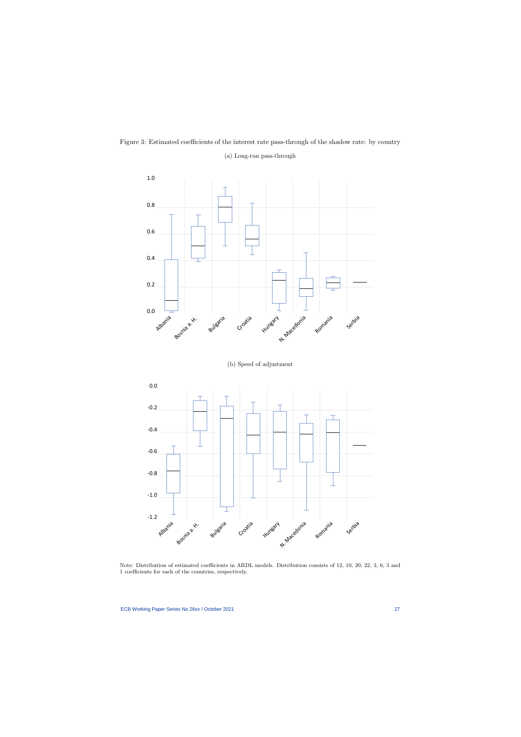Figure 3: Estimated coefficients of the interest rate pass-through of the shadow rate: by country

(a) Long-run pass-through

(b) Speed of adjustment

Note: Distribution of estimated coefficients in ARDL models. Distribution consists of 12, 10, 20, 22, 3, 6, 3 and 1 coefficients for each of the countries, respectively.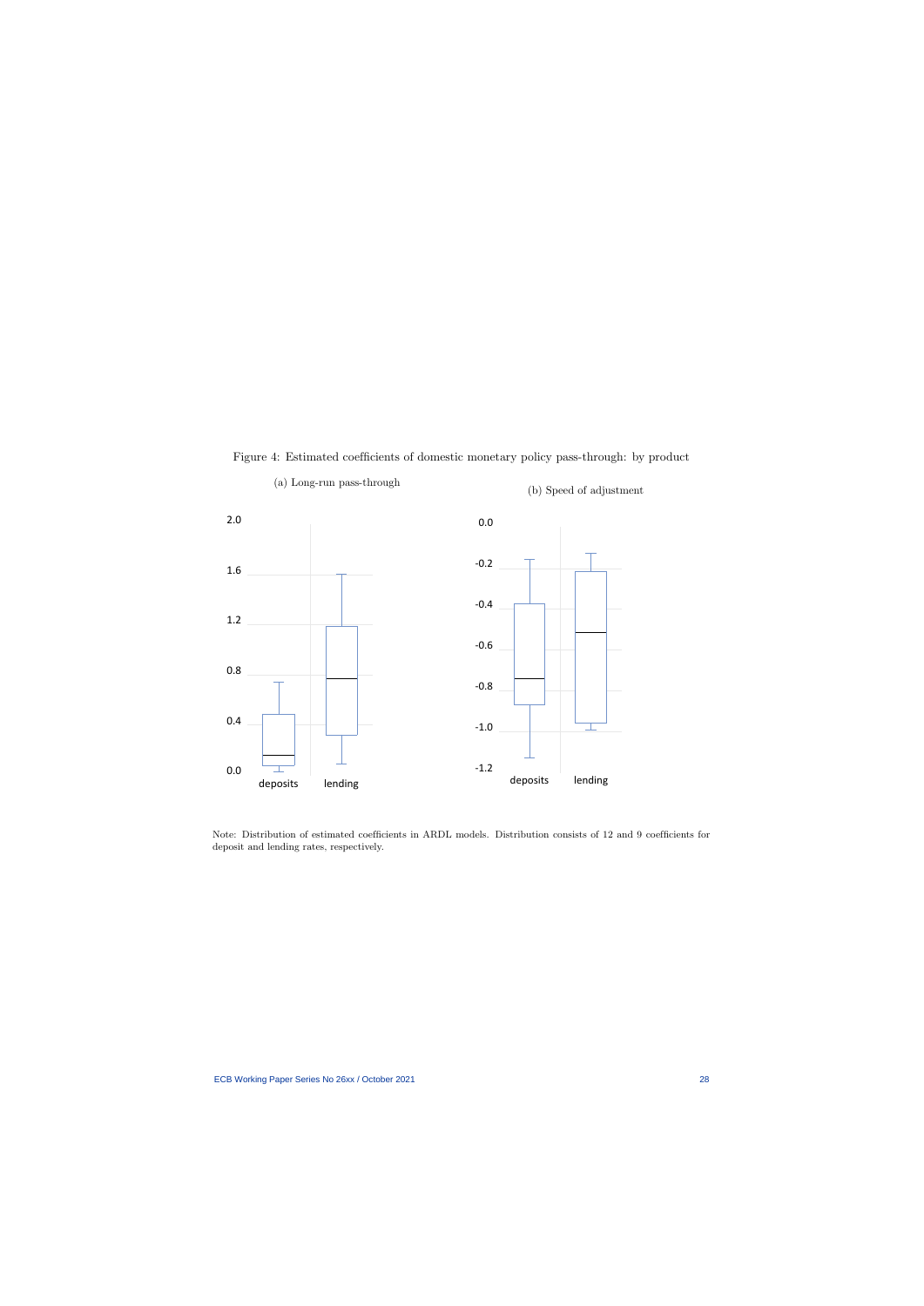Figure 4: Estimated coefficients of domestic monetary policy pass-through: by product

(a) Long-run pass-through

(b) Speed of adjustment

Note: Distribution of estimated coefficients in ARDL models. Distribution consists of 12 and 9 coefficients for deposit and lending rates, respectively.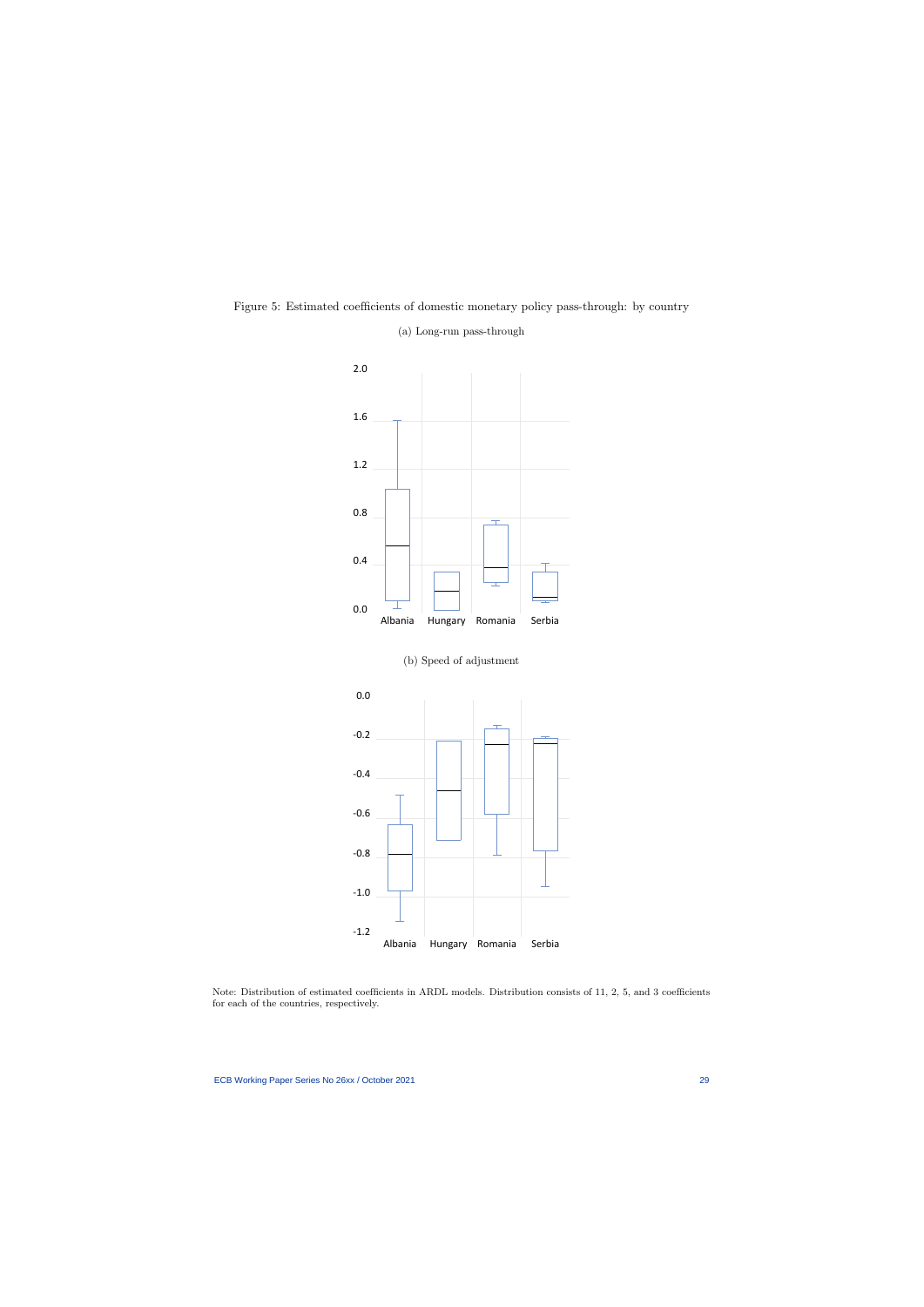Figure 5: Estimated coefficients of domestic monetary policy pass-through: by country

(a) Long-run pass-through

(b) Speed of adjustment

Note: Distribution of estimated coefficients in ARDL models. Distribution consists of 11, 2, 5, and 3 coefficients for each of the countries, respectively.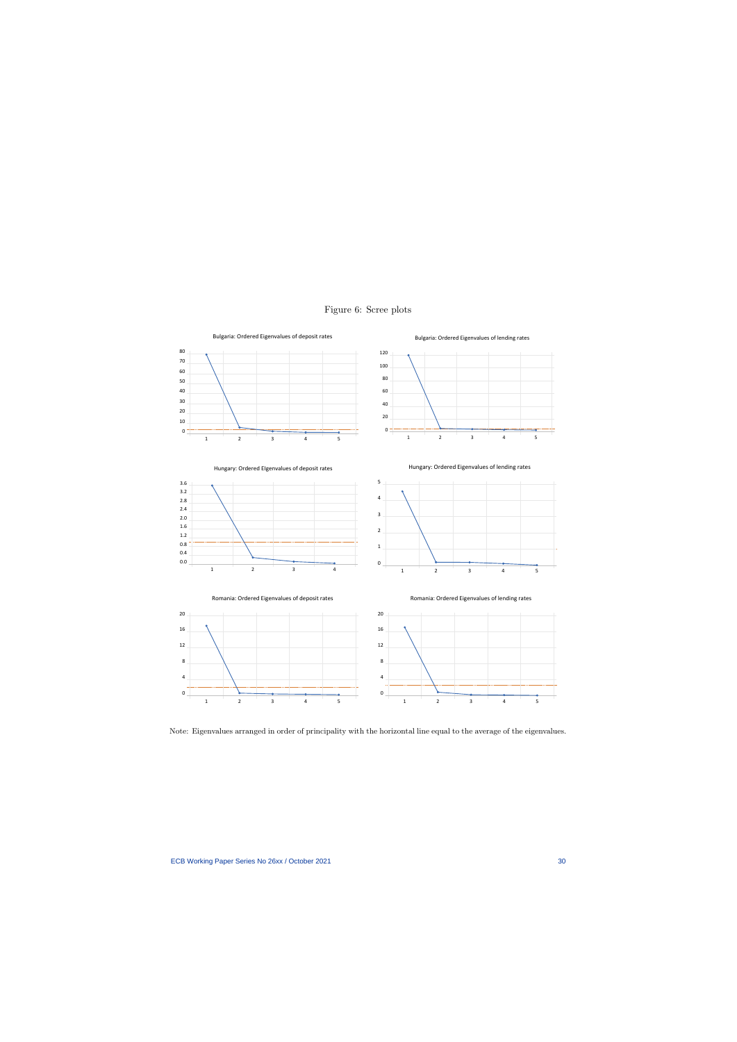Figure 6: Scree plots

Bulgaria: Ordered Eigenvalues of deposit rates

Bulgaria: Ordered Eigenvalues of lending rates

Hungary: Ordered Eigenvalues of deposit rates

Hungary: Ordered Eigenvalues of lending rates

Romania: Ordered Eigenvalues of deposit rates

Romania: Ordered Eigenvalues of lending rates

Note: Eigenvalues arranged in order of principality with the horizontal line equal to the average of the eigenvalues.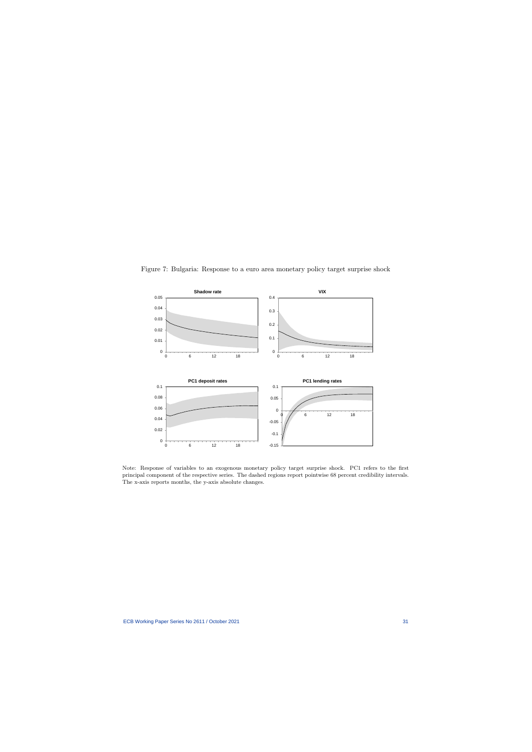Figure 7: Bulgaria: Response to a euro area monetary policy target surprise shock

Note: Response of variables to an exogenous monetary policy target surprise shock. PC1 refers to the first principal component of the respective series. The dashed regions report pointwise 68 percent credibility intervals. The x-axis reports months, the y-axis absolute changes.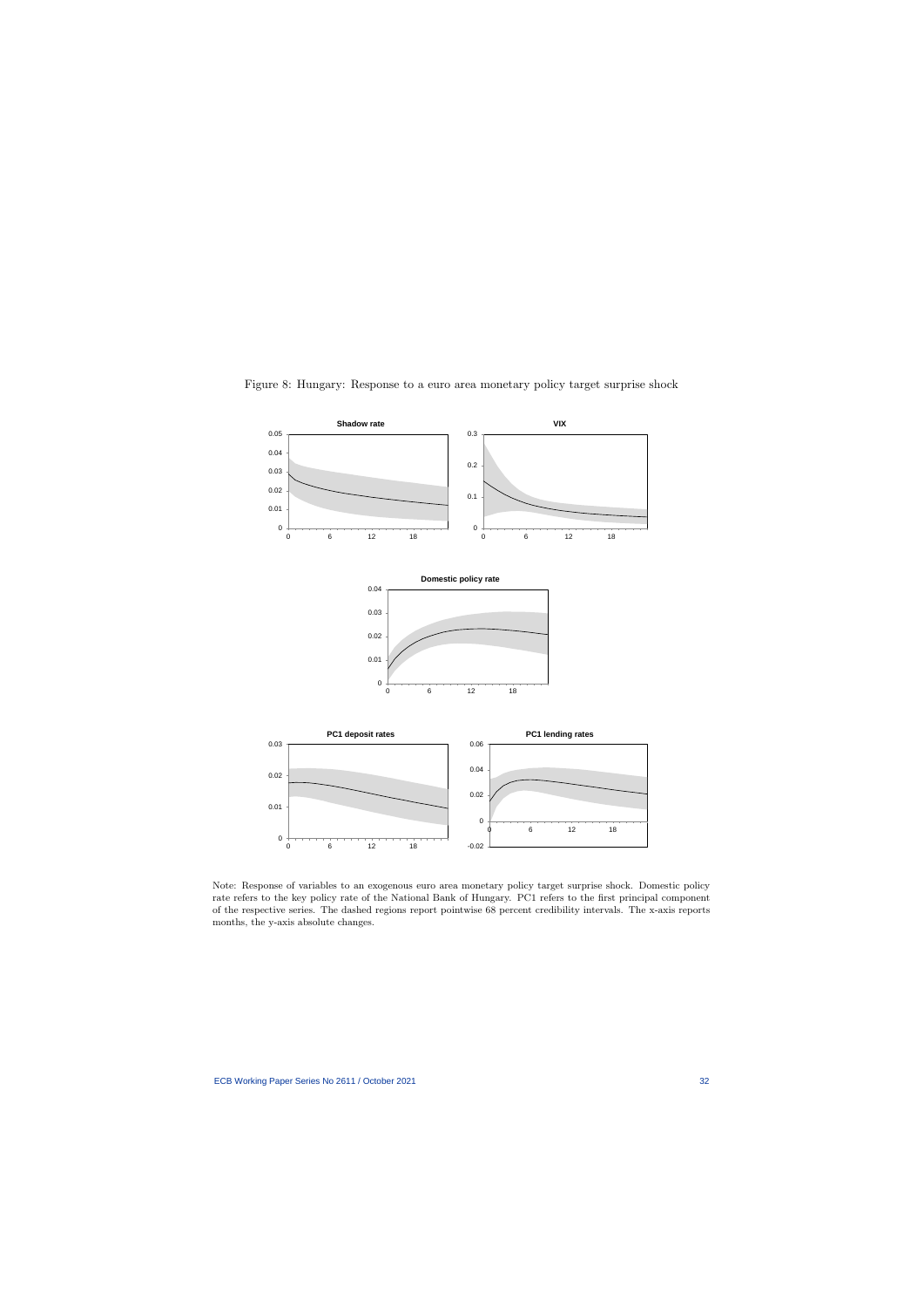Figure 8: Hungary: Response to a euro area monetary policy target surprise shock

Note: Response of variables to an exogenous euro area monetary policy target surprise shock. Domestic policy rate refers to the key policy rate of the National Bank of Hungary. PC1 refers to the first principal component of the respective series. The dashed regions report pointwise 68 percent credibility intervals. The x-axis reports months, the y-axis absolute changes.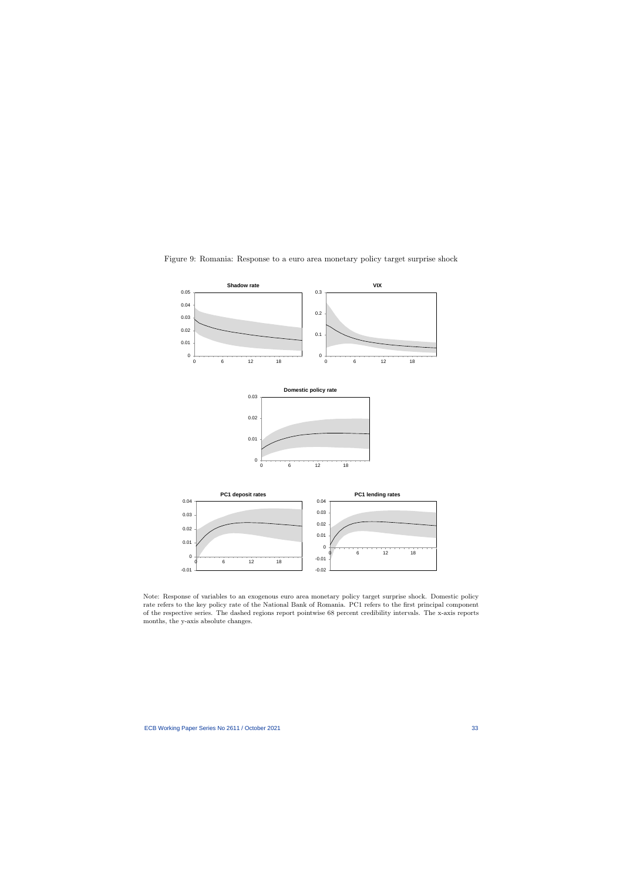Figure 9: Romania: Response to a euro area monetary policy target surprise shock

Note: Response of variables to an exogenous euro area monetary policy target surprise shock. Domestic policy rate refers to the key policy rate of the National Bank of Romania. PC1 refers to the first principal component of the respective series. The dashed regions report pointwise 68 percent credibility intervals. The x-axis reports months, the y-axis absolute changes.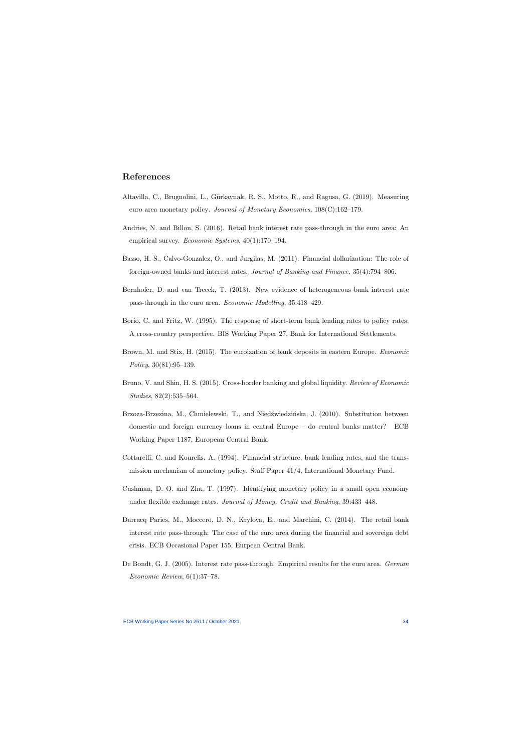## References

Altavilla, C., Brugnolini, L., Gürkaynak, R. S., Motto, R., and Ragusa, G. (2019). Measuring euro area monetary policy. *Journal of Monetary Economics*, 108(C):162–179.

Andries, N. and Billon, S. (2016). Retail bank interest rate pass-through in the euro area: An empirical survey. *Economic Systems*, 40(1):170–194.

Basso, H. S., Calvo-Gonzalez, O., and Jurgilas, M. (2011). Financial dollarization: The role of foreign-owned banks and interest rates. *Journal of Banking and Finance*, 35(4):794–806.

Bernhofer, D. and van Treeck, T. (2013). New evidence of heterogeneous bank interest rate pass-through in the euro area. *Economic Modelling*, 35:418–429.

Borio, C. and Fritz, W. (1995). The response of short-term bank lending rates to policy rates: A cross-country perspective. BIS Working Paper 27, Bank for International Settlements.

Brown, M. and Stix, H. (2015). The euroization of bank deposits in eastern Europe. *Economic Policy*, 30(81):95–139.

Bruno, V. and Shin, H. S. (2015). Cross-border banking and global liquidity. *Review of Economic Studies*, 82(2):535–564.

Brzoza-Brzezina, M., Chmielewski, T., and Niedźwiedzińska, J. (2010). Substitution between domestic and foreign currency loans in central Europe – do central banks matter? ECB Working Paper 1187, European Central Bank.

Cottarelli, C. and Kourelis, A. (1994). Financial structure, bank lending rates, and the transmission mechanism of monetary policy. Staff Paper 41/4, International Monetary Fund.

Cushman, D. O. and Zha, T. (1997). Identifying monetary policy in a small open economy under flexible exchange rates. *Journal of Money, Credit and Banking*, 39:433–448.

Darracq Paries, M., Moccero, D. N., Krylova, E., and Marchini, C. (2014). The retail bank interest rate pass-through: The case of the euro area during the financial and sovereign debt crisis. ECB Occasional Paper 155, Eurpean Central Bank.

De Bondt, G. J. (2005). Interest rate pass-through: Empirical results for the euro area. *German Economic Review*, 6(1):37–78.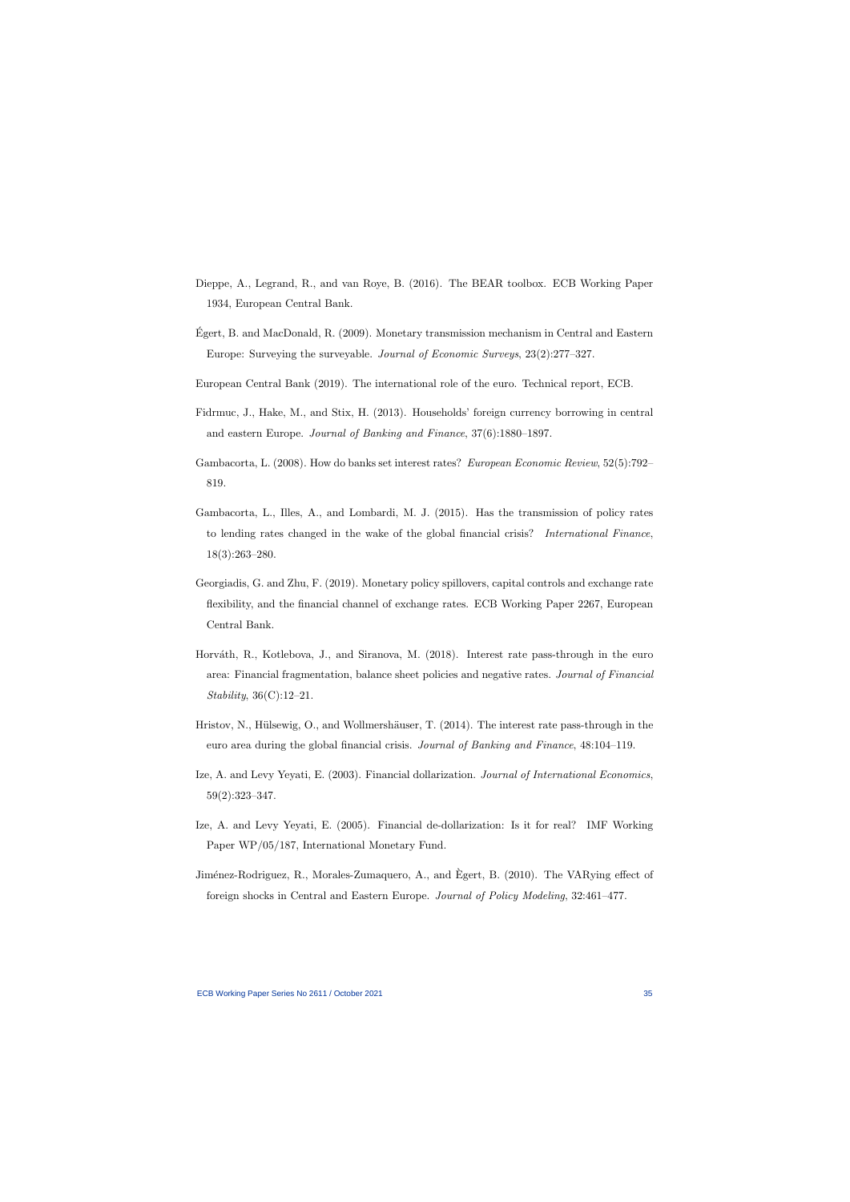Dieppe, A., Legrand, R., and van Roye, B. (2016). The BEAR toolbox. ECB Working Paper 1934, European Central Bank.

Égert, B. and MacDonald, R. (2009). Monetary transmission mechanism in Central and Eastern Europe: Surveying the surveyable. *Journal of Economic Surveys*, 23(2):277–327.

European Central Bank (2019). The international role of the euro. Technical report, ECB.

Fidrmuc, J., Hake, M., and Stix, H. (2013). Households' foreign currency borrowing in central and eastern Europe. *Journal of Banking and Finance*, 37(6):1880–1897.

Gambacorta, L. (2008). How do banks set interest rates? *European Economic Review*, 52(5):792–819.

Gambacorta, L., Illes, A., and Lombardi, M. J. (2015). Has the transmission of policy rates to lending rates changed in the wake of the global financial crisis? *International Finance*, 18(3):263–280.

Georgiadis, G. and Zhu, F. (2019). Monetary policy spillovers, capital controls and exchange rate flexibility, and the financial channel of exchange rates. ECB Working Paper 2267, European Central Bank.

Horváth, R., Kotlebova, J., and Siranova, M. (2018). Interest rate pass-through in the euro area: Financial fragmentation, balance sheet policies and negative rates. *Journal of Financial Stability*, 36(C):12–21.

Hristov, N., Hülsewig, O., and Wollmershäuser, T. (2014). The interest rate pass-through in the euro area during the global financial crisis. *Journal of Banking and Finance*, 48:104–119.

Ize, A. and Levy Yeyati, E. (2003). Financial dollarization. *Journal of International Economics*, 59(2):323–347.

Ize, A. and Levy Yeyati, E. (2005). Financial de-dollarization: Is it for real? IMF Working Paper WP/05/187, International Monetary Fund.

Jiménez-Rodriguez, R., Morales-Zumaquero, A., and Ègert, B. (2010). The VARying effect of foreign shocks in Central and Eastern Europe. *Journal of Policy Modeling*, 32:461–477.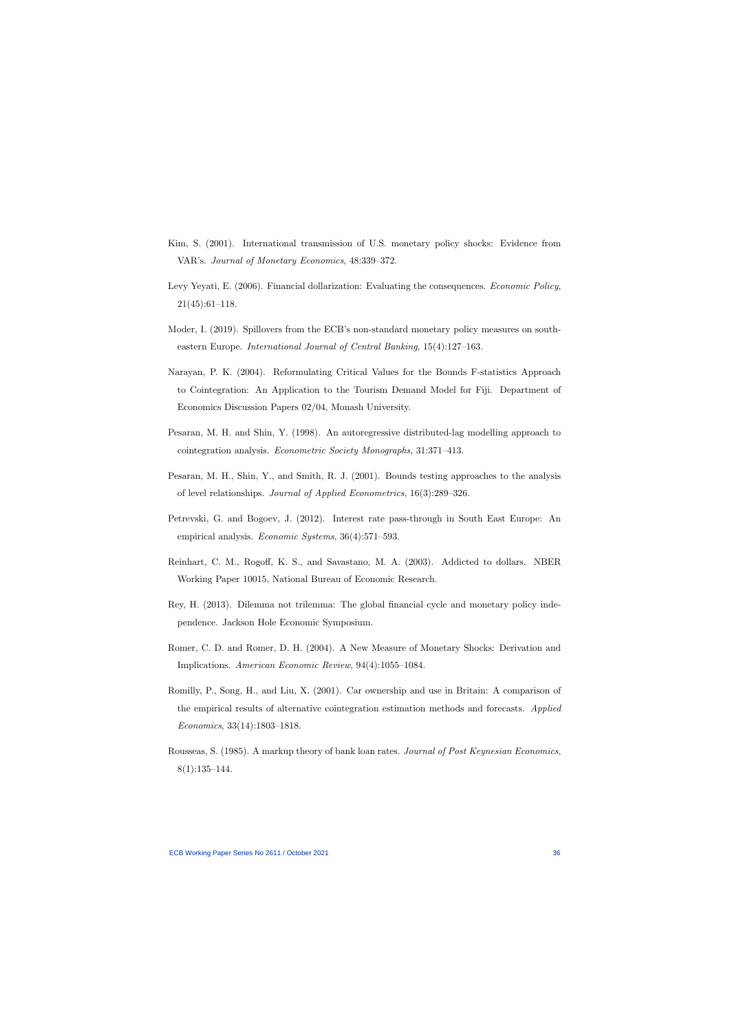Kim, S. (2001). International transmission of U.S. monetary policy shocks: Evidence from VAR's. *Journal of Monetary Economics*, 48:339–372.

Levy Yeyati, E. (2006). Financial dollarization: Evaluating the consequences. *Economic Policy*, 21(45):61–118.

Moder, I. (2019). Spillovers from the ECB's non-standard monetary policy measures on south-eastern Europe. *International Journal of Central Banking*, 15(4):127–163.

Narayan, P. K. (2004). Reformulating Critical Values for the Bounds F-statistics Approach to Cointegration: An Application to the Tourism Demand Model for Fiji. Department of Economics Discussion Papers 02/04, Monash University.

Pesaran, M. H. and Shin, Y. (1998). An autoregressive distributed-lag modelling approach to cointegration analysis. *Econometric Society Monographs*, 31:371–413.

Pesaran, M. H., Shin, Y., and Smith, R. J. (2001). Bounds testing approaches to the analysis of level relationships. *Journal of Applied Econometrics*, 16(3):289–326.

Petrevski, G. and Bogoev, J. (2012). Interest rate pass-through in South East Europe: An empirical analysis. *Economic Systems*, 36(4):571–593.

Reinhart, C. M., Rogoff, K. S., and Savastano, M. A. (2003). Addicted to dollars. NBER Working Paper 10015, National Bureau of Economic Research.

Rey, H. (2013). Dilemma not trilemma: The global financial cycle and monetary policy independence. Jackson Hole Economic Symposium.

Romer, C. D. and Romer, D. H. (2004). A New Measure of Monetary Shocks: Derivation and Implications. *American Economic Review*, 94(4):1055–1084.

Romilly, P., Song, H., and Liu, X. (2001). Car ownership and use in Britain: A comparison of the empirical results of alternative cointegration estimation methods and forecasts. *Applied Economics*, 33(14):1803–1818.

Rousseas, S. (1985). A markup theory of bank loan rates. *Journal of Post Keynesian Economics*, 8(1):135–144.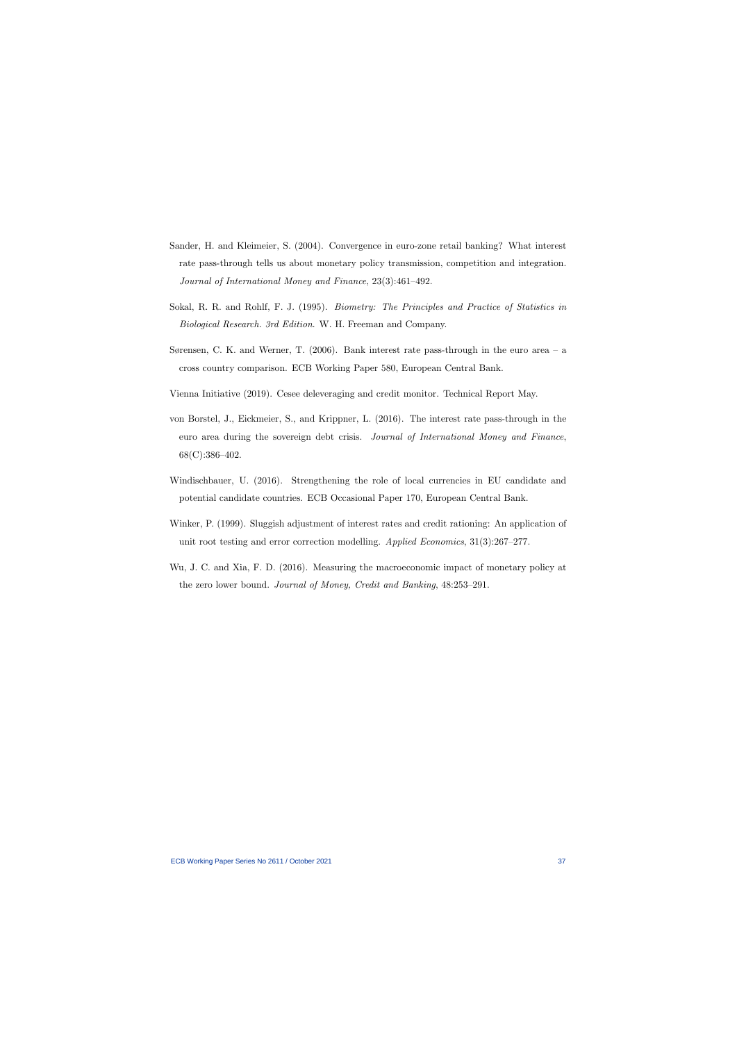Sander, H. and Kleimeier, S. (2004). Convergence in euro-zone retail banking? What interest rate pass-through tells us about monetary policy transmission, competition and integration. *Journal of International Money and Finance*, 23(3):461–492.

Sokal, R. R. and Rohlf, F. J. (1995). *Biometry: The Principles and Practice of Statistics in Biological Research. 3rd Edition*. W. H. Freeman and Company.

Sørensen, C. K. and Werner, T. (2006). Bank interest rate pass-through in the euro area – a cross country comparison. ECB Working Paper 580, European Central Bank.

Vienna Initiative (2019). Cesee deleveraging and credit monitor. Technical Report May.

von Borstel, J., Eickmeier, S., and Krippner, L. (2016). The interest rate pass-through in the euro area during the sovereign debt crisis. *Journal of International Money and Finance*, 68(C):386–402.

Windischbauer, U. (2016). Strengthening the role of local currencies in EU candidate and potential candidate countries. ECB Occasional Paper 170, European Central Bank.

Winker, P. (1999). Sluggish adjustment of interest rates and credit rationing: An application of unit root testing and error correction modelling. *Applied Economics*, 31(3):267–277.

Wu, J. C. and Xia, F. D. (2016). Measuring the macroeconomic impact of monetary policy at the zero lower bound. *Journal of Money, Credit and Banking*, 48:253–291.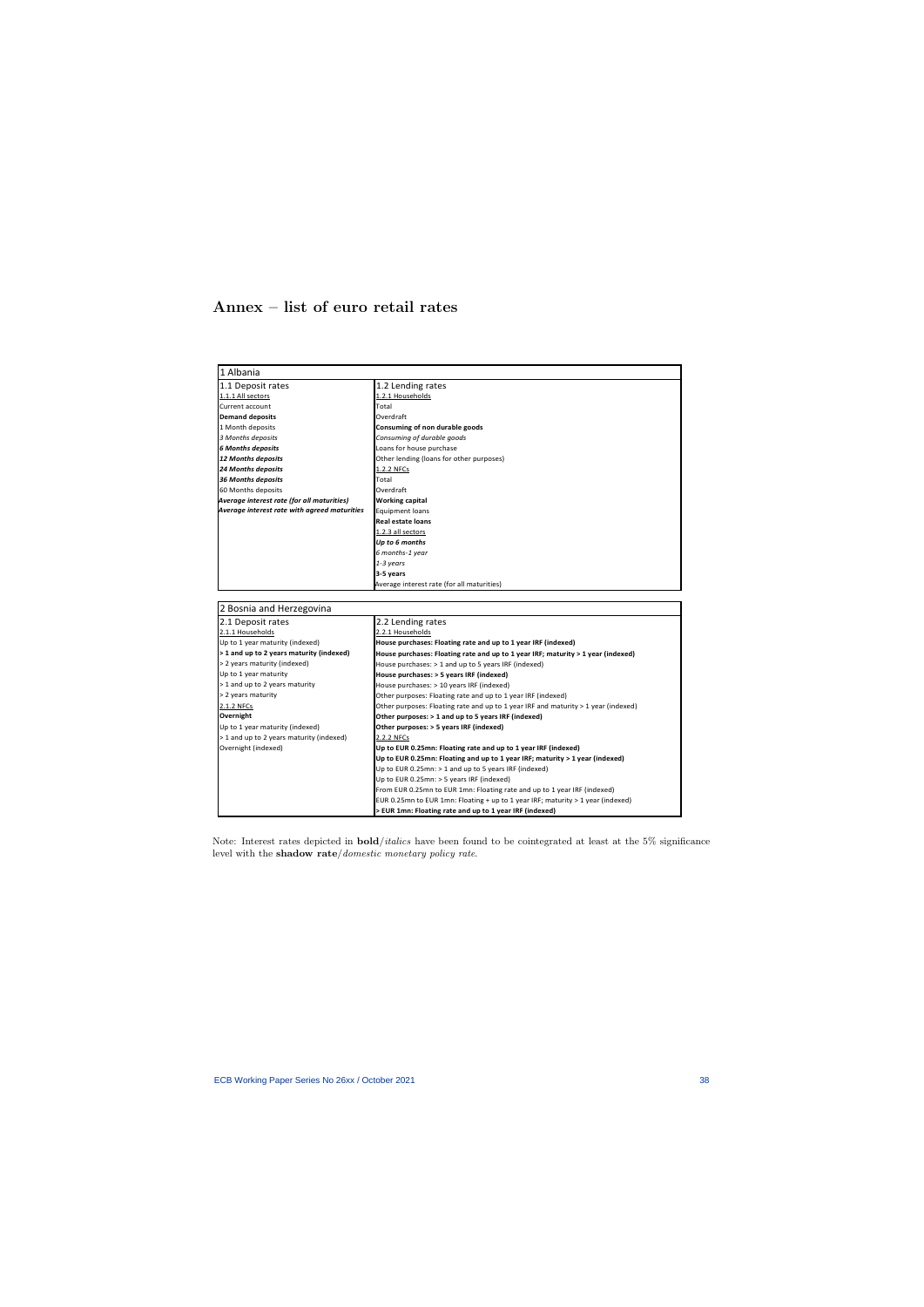# Annex – list of euro retail rates

| 1 Albania | |
|---|---|
| 1.1 Deposit rates | 1.2 Lending rates |
| 1.1.1 All sectors | 1.2.1 Households |
| Current account | Total |
| **Demand deposits** | Overdraft |
| 1 Month deposits | **Consuming of non durable goods** |
| *3 Months deposits* | *Consuming of durable goods* |
| ***6 Months deposits*** | Loans for house purchase |
| ***12 Months deposits*** | Other lending (loans for other purposes) |
| ***24 Months deposits*** | 1.2.2 NFCs |
| ***36 Months deposits*** | Total |
| 60 Months deposits | Overdraft |
| ***Average interest rate (for all maturities)*** | **Working capital** |
| ***Average interest rate with agreed maturities*** | Equipment loans |
| | **Real estate loans** |
| | 1.2.3 all sectors |
| | ***Up to 6 months*** |
| | *6 months-1 year* |
| | *1-3 years* |
| | **3-5 years** |
| | Average interest rate (for all maturities) |

| 2 Bosnia and Herzegovina | |
|---|---|
| 2.1 Deposit rates | 2.2 Lending rates |
| 2.1.1 Households | 2.2.1 Households |
| Up to 1 year maturity (indexed) | **House purchases: Floating rate and up to 1 year IRF (indexed)** |
| **> 1 and up to 2 years maturity (indexed)** | **House purchases: Floating rate and up to 1 year IRF; maturity > 1 year (indexed)** |
| > 2 years maturity (indexed) | House purchases: > 1 and up to 5 years IRF (indexed) |
| Up to 1 year maturity | **House purchases: > 5 years IRF (indexed)** |
| > 1 and up to 2 years maturity | House purchases: > 10 years IRF (indexed) |
| > 2 years maturity | Other purposes: Floating rate and up to 1 year IRF (indexed) |
| 2.1.2 NFCs | Other purposes: Floating rate and up to 1 year IRF and maturity > 1 year (indexed) |
| **Overnight** | **Other purposes: > 1 and up to 5 years IRF (indexed)** |
| Up to 1 year maturity (indexed) | **Other purposes: > 5 years IRF (indexed)** |
| > 1 and up to 2 years maturity (indexed) | 2.2.2 NFCs |
| Overnight (indexed) | **Up to EUR 0.25mn: Floating rate and up to 1 year IRF (indexed)** |
| | **Up to EUR 0.25mn: Floating and up to 1 year IRF; maturity > 1 year (indexed)** |
| | Up to EUR 0.25mn: > 1 and up to 5 years IRF (indexed) |
| | Up to EUR 0.25mn: > 5 years IRF (indexed) |
| | From EUR 0.25mn to EUR 1mn: Floating rate and up to 1 year IRF (indexed) |
| | EUR 0.25mn to EUR 1mn: Floating + up to 1 year IRF; maturity > 1 year (indexed) |
| | **> EUR 1mn: Floating rate and up to 1 year IRF (indexed)** |

Note: Interest rates depicted in **bold**/*italics* have been found to be cointegrated at least at the 5% significance level with the **shadow rate**/*domestic monetary policy rate*.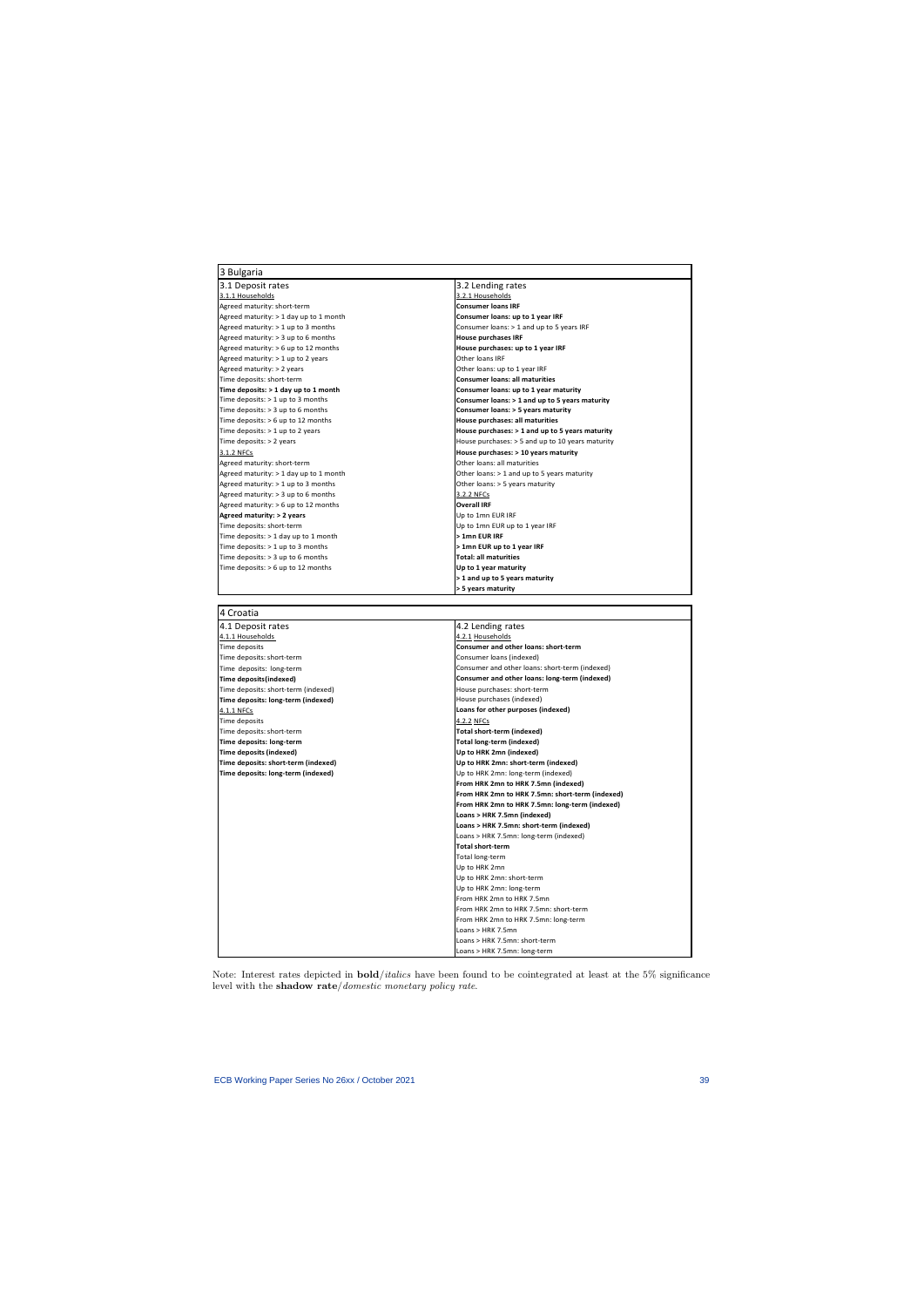| 3 Bulgaria | |
|---|---|
| 3.1 Deposit rates | 3.2 Lending rates |
| 3.1.1 Households | 3.2.1 Households |
| Agreed maturity: short-term | **Consumer loans IRF** |
| Agreed maturity: > 1 day up to 1 month | **Consumer loans: up to 1 year IRF** |
| Agreed maturity: > 1 up to 3 months | Consumer loans: > 1 and up to 5 years IRF |
| Agreed maturity: > 3 up to 6 months | **House purchases IRF** |
| Agreed maturity: > 6 up to 12 months | **House purchases: up to 1 year IRF** |
| Agreed maturity: > 1 up to 2 years | Other loans IRF |
| Agreed maturity: > 2 years | Other loans: up to 1 year IRF |
| Time deposits: short-term | **Consumer loans: all maturities** |
| **Time deposits: > 1 day up to 1 month** | **Consumer loans: up to 1 year maturity** |
| Time deposits: > 1 up to 3 months | **Consumer loans: > 1 and up to 5 years maturity** |
| Time deposits: > 3 up to 6 months | **Consumer loans: > 5 years maturity** |
| Time deposits: > 6 up to 12 months | **House purchases: all maturities** |
| Time deposits: > 1 up to 2 years | **House purchases: > 1 and up to 5 years maturity** |
| Time deposits: > 2 years | House purchases: > 5 and up to 10 years maturity |
| 3.1.2 NFCs | **House purchases: > 10 years maturity** |
| Agreed maturity: short-term | Other loans: all maturities |
| Agreed maturity: > 1 day up to 1 month | Other loans: > 1 and up to 5 years maturity |
| Agreed maturity: > 1 up to 3 months | Other loans: > 5 years maturity |
| Agreed maturity: > 3 up to 6 months | 3.2.2 NFCs |
| Agreed maturity: > 6 up to 12 months | **Overall IRF** |
| **Agreed maturity: > 2 years** | Up to 1mn EUR IRF |
| Time deposits: short-term | Up to 1mn EUR up to 1 year IRF |
| Time deposits: > 1 day up to 1 month | **> 1mn EUR IRF** |
| Time deposits: > 1 up to 3 months | **> 1mn EUR up to 1 year IRF** |
| Time deposits: > 3 up to 6 months | **Total: all maturities** |
| Time deposits: > 6 up to 12 months | **Up to 1 year maturity** |
| | **> 1 and up to 5 years maturity** |
| | **> 5 years maturity** |

| 4 Croatia | |
|---|---|
| 4.1 Deposit rates | 4.2 Lending rates |
| 4.1.1 Households | 4.2.1 Households |
| Time deposits | **Consumer and other loans: short-term** |
| Time deposits: short-term | Consumer loans (indexed) |
| Time deposits: long-term | Consumer and other loans: short-term (indexed) |
| **Time deposits(indexed)** | **Consumer and other loans: long-term (indexed)** |
| Time deposits: short-term (indexed) | House purchases: short-term |
| **Time deposits: long-term (indexed)** | House purchases (indexed) |
| 4.1.1 NFCs | **Loans for other purposes (indexed)** |
| Time deposits | 4.2.2 NFCs |
| Time deposits: short-term | **Total short-term (indexed)** |
| **Time deposits: long-term** | **Total long-term (indexed)** |
| **Time deposits (indexed)** | **Up to HRK 2mn (indexed)** |
| **Time deposits: short-term (indexed)** | **Up to HRK 2mn: short-term (indexed)** |
| **Time deposits: long-term (indexed)** | Up to HRK 2mn: long-term (indexed) |
| | **From HRK 2mn to HRK 7.5mn (indexed)** |
| | **From HRK 2mn to HRK 7.5mn: short-term (indexed)** |
| | **From HRK 2mn to HRK 7.5mn: long-term (indexed)** |
| | **Loans > HRK 7.5mn (indexed)** |
| | **Loans > HRK 7.5mn: short-term (indexed)** |
| | Loans > HRK 7.5mn: long-term (indexed) |
| | **Total short-term** |
| | Total long-term |
| | Up to HRK 2mn |
| | Up to HRK 2mn: short-term |
| | Up to HRK 2mn: long-term |
| | From HRK 2mn to HRK 7.5mn |
| | From HRK 2mn to HRK 7.5mn: short-term |
| | From HRK 2mn to HRK 7.5mn: long-term |
| | Loans > HRK 7.5mn |
| | Loans > HRK 7.5mn: short-term |
| | Loans > HRK 7.5mn: long-term |

Note: Interest rates depicted in **bold**/*italics* have been found to be cointegrated at least at the 5% significance level with the **shadow rate**/*domestic monetary policy rate*.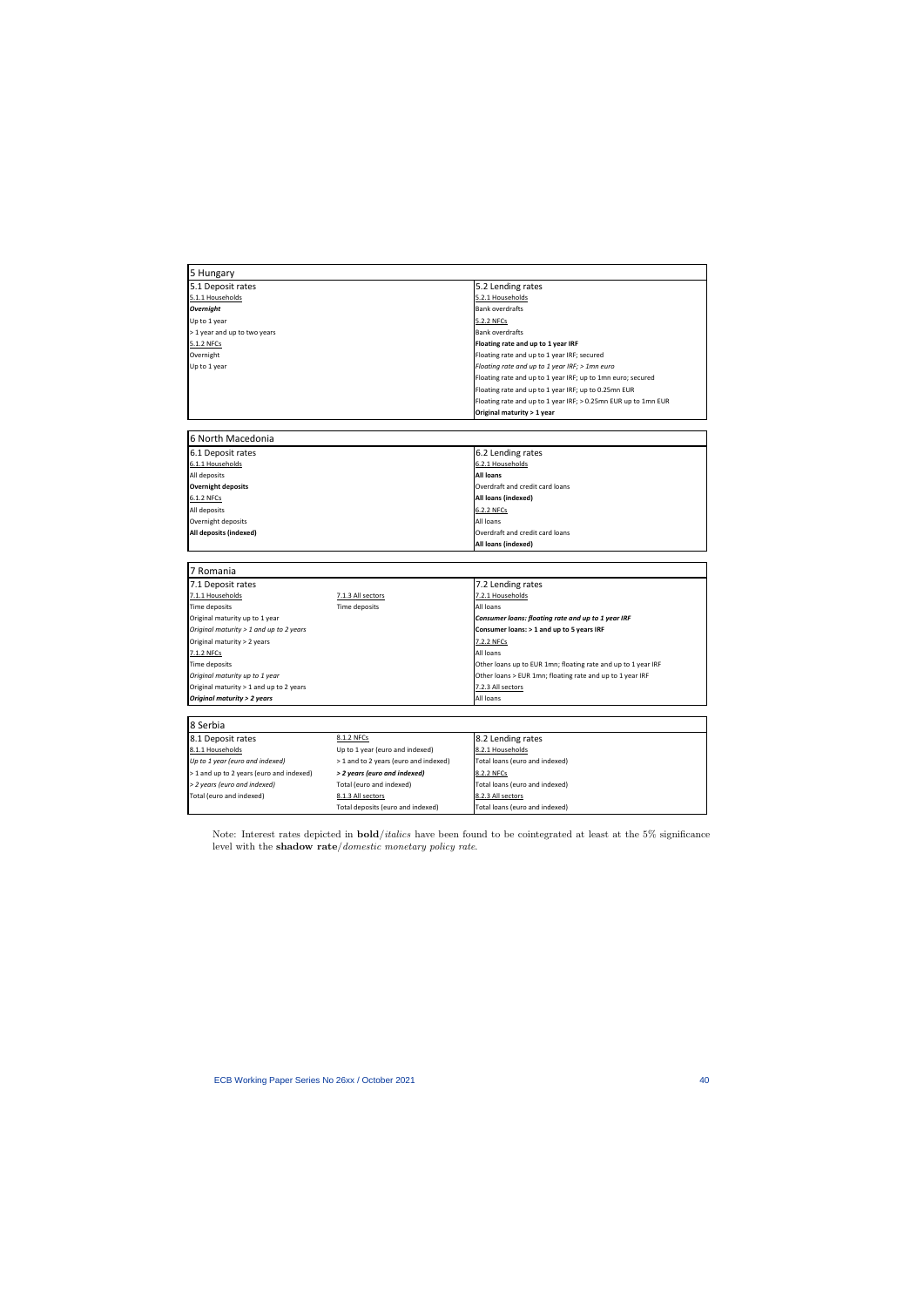| 5 Hungary | |
|---|---|
| 5.1 Deposit rates | 5.2 Lending rates |
| 5.1.1 Households | 5.2.1 Households |
| ***Overnight*** | Bank overdrafts |
| Up to 1 year | 5.2.2 NFCs |
| > 1 year and up to two years | Bank overdrafts |
| 5.1.2 NFCs | **Floating rate and up to 1 year IRF** |
| Overnight | Floating rate and up to 1 year IRF; secured |
| Up to 1 year | *Floating rate and up to 1 year IRF; > 1mn euro* |
| | Floating rate and up to 1 year IRF; up to 1mn euro; secured |
| | Floating rate and up to 1 year IRF; up to 0.25mn EUR |
| | Floating rate and up to 1 year IRF; > 0.25mn EUR up to 1mn EUR |
| | **Original maturity > 1 year** |

| 6 North Macedonia | |
|---|---|
| 6.1 Deposit rates | 6.2 Lending rates |
| 6.1.1 Households | 6.2.1 Households |
| All deposits | **All loans** |
| **Overnight deposits** | Overdraft and credit card loans |
| 6.1.2 NFCs | **All loans (indexed)** |
| All deposits | 6.2.2 NFCs |
| Overnight deposits | All loans |
| **All deposits (indexed)** | Overdraft and credit card loans |
| | **All loans (indexed)** |

| 7 Romania | | |
|---|---|---|
| 7.1 Deposit rates | | 7.2 Lending rates |
| 7.1.1 Households | 7.1.3 All sectors | 7.2.1 Households |
| Time deposits | Time deposits | All loans |
| Original maturity up to 1 year | | ***Consumer loans: floating rate and up to 1 year IRF*** |
| *Original maturity > 1 and up to 2 years* | | **Consumer loans: > 1 and up to 5 years IRF** |
| Original maturity > 2 years | | 7.2.2 NFCs |
| 7.1.2 NFCs | | All loans |
| Time deposits | | Other loans up to EUR 1mn; floating rate and up to 1 year IRF |
| *Original maturity up to 1 year* | | Other loans > EUR 1mn; floating rate and up to 1 year IRF |
| Original maturity > 1 and up to 2 years | | 7.2.3 All sectors |
| ***Original maturity > 2 years*** | | All loans |

| 8 Serbia | | |
|---|---|---|
| 8.1 Deposit rates | 8.1.2 NFCs | 8.2 Lending rates |
| 8.1.1 Households | Up to 1 year (euro and indexed) | 8.2.1 Households |
| *Up to 1 year (euro and indexed)* | > 1 and to 2 years (euro and indexed) | Total loans (euro and indexed) |
| > 1 and up to 2 years (euro and indexed) | ***> 2 years (euro and indexed)*** | 8.2.2 NFCs |
| *> 2 years (euro and indexed)* | Total (euro and indexed) | Total loans (euro and indexed) |
| Total (euro and indexed) | 8.1.3 All sectors | 8.2.3 All sectors |
| | Total deposits (euro and indexed) | Total loans (euro and indexed) |

Note: Interest rates depicted in **bold**/*italics* have been found to be cointegrated at least at the 5% significance level with the **shadow rate**/*domestic monetary policy rate*.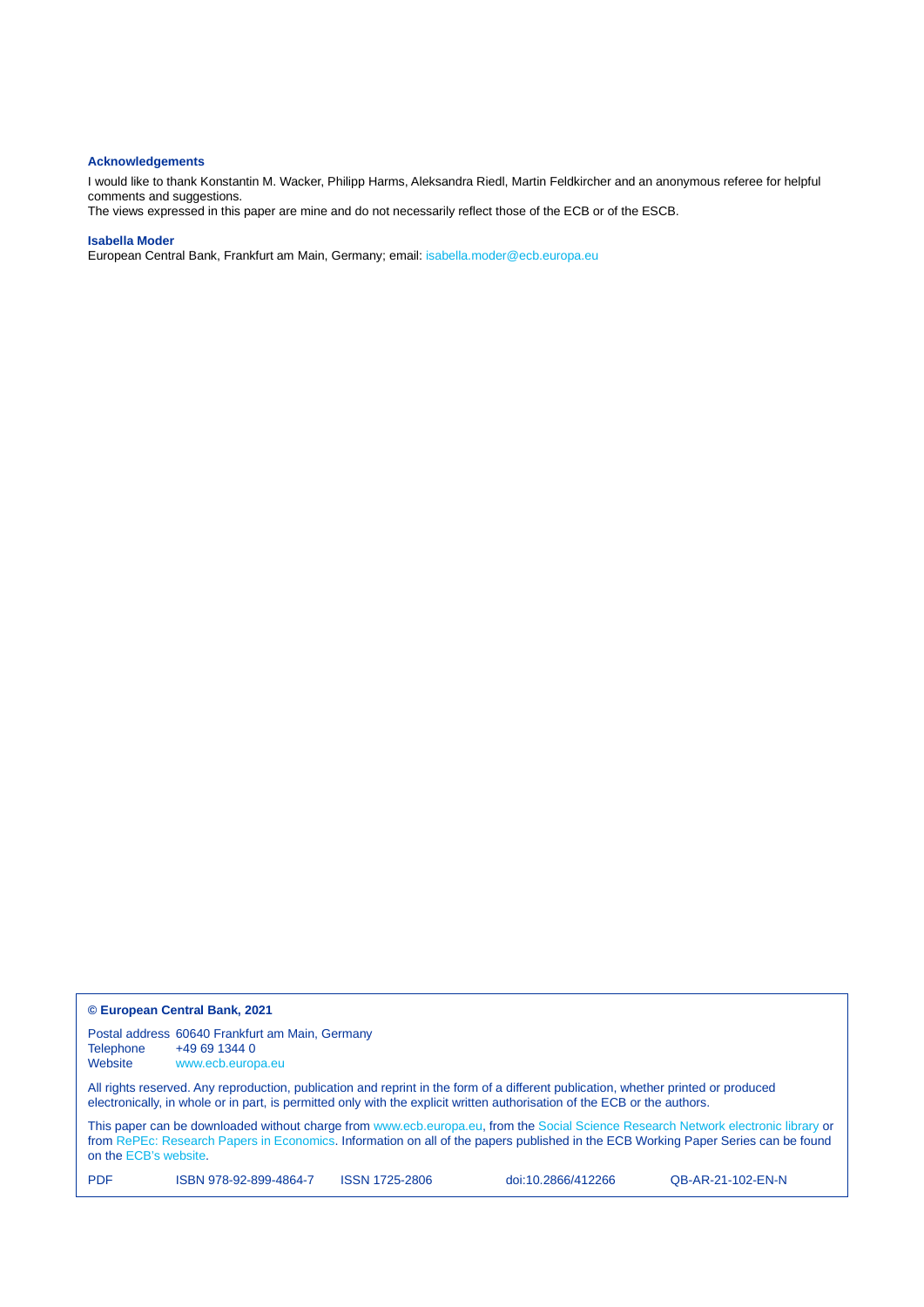**Acknowledgements**

I would like to thank Konstantin M. Wacker, Philipp Harms, Aleksandra Riedl, Martin Feldkircher and an anonymous referee for helpful comments and suggestions.
The views expressed in this paper are mine and do not necessarily reflect those of the ECB or of the ESCB.

**Isabella Moder**
European Central Bank, Frankfurt am Main, Germany; email: isabella.moder@ecb.europa.eu

**© European Central Bank, 2021**

| | |
|---|---|
| Postal address | 60640 Frankfurt am Main, Germany |
| Telephone | +49 69 1344 0 |
| Website | www.ecb.europa.eu |

All rights reserved. Any reproduction, publication and reprint in the form of a different publication, whether printed or produced electronically, in whole or in part, is permitted only with the explicit written authorisation of the ECB or the authors.

This paper can be downloaded without charge from www.ecb.europa.eu, from the Social Science Research Network electronic library or from RePEc: Research Papers in Economics. Information on all of the papers published in the ECB Working Paper Series can be found on the ECB's website.

| | | | | |
|---|---|---|---|---|
| PDF | ISBN 978-92-899-4864-7 | ISSN 1725-2806 | doi:10.2866/412266 | QB-AR-21-102-EN-N |